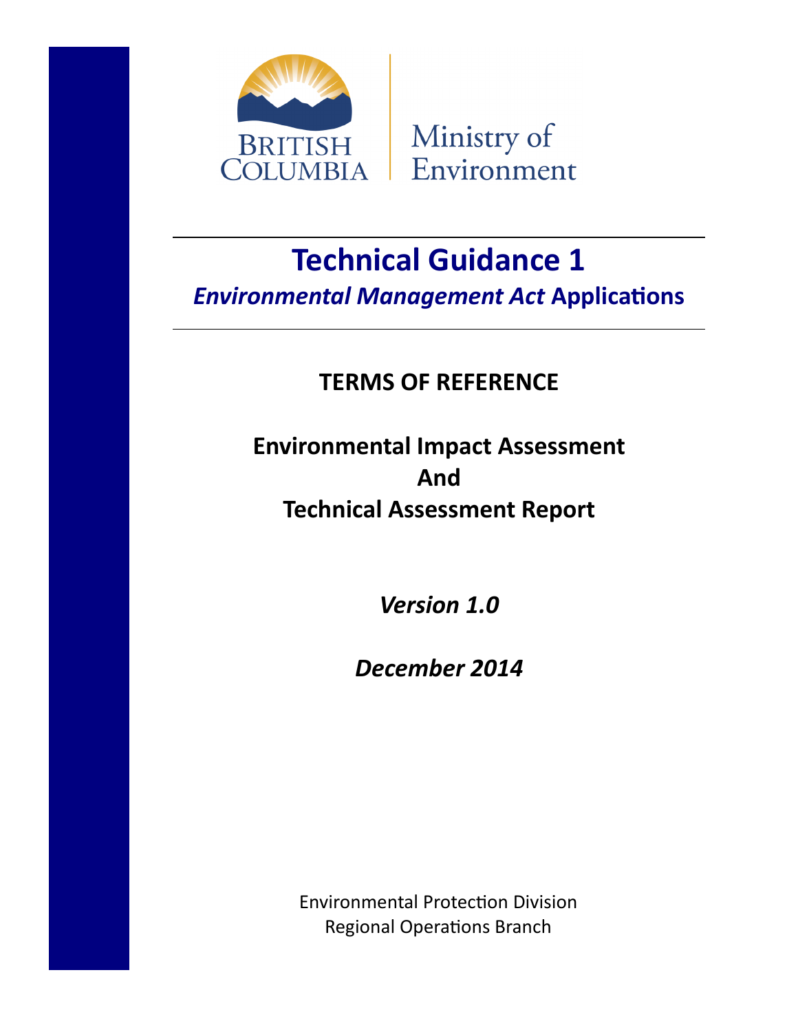BRITISH COLUMBIA

Ministry of Environment

# Technical Guidance 1

## *Environmental Management Act* Applications

### TERMS OF REFERENCE

### Environmental Impact Assessment And Technical Assessment Report

***Version 1.0***

***December 2014***

Environmental Protection Division
Regional Operations Branch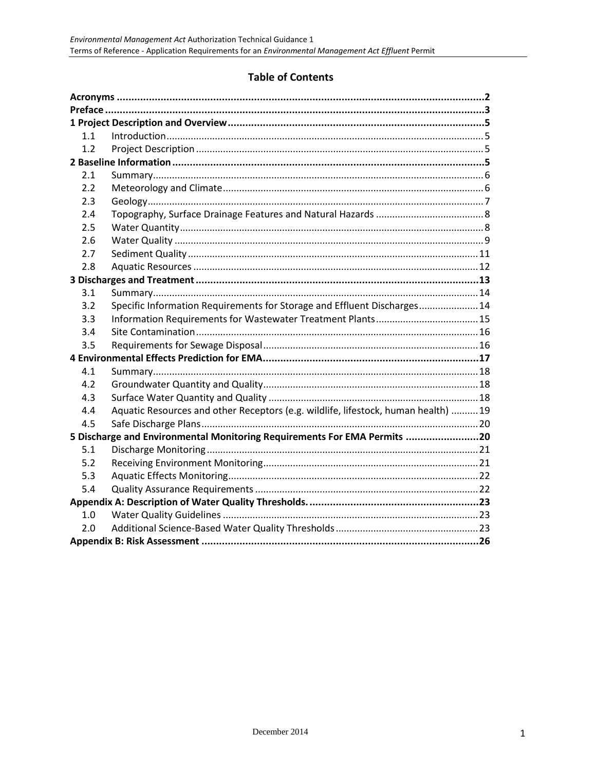## Table of Contents

| | | |
|---|---|---|
| **Acronyms** | | **2** |
| **Preface** | | **3** |
| **1 Project Description and Overview** | | **5** |
| 1.1 | Introduction | 5 |
| 1.2 | Project Description | 5 |
| **2 Baseline Information** | | **5** |
| 2.1 | Summary | 6 |
| 2.2 | Meteorology and Climate | 6 |
| 2.3 | Geology | 7 |
| 2.4 | Topography, Surface Drainage Features and Natural Hazards | 8 |
| 2.5 | Water Quantity | 8 |
| 2.6 | Water Quality | 9 |
| 2.7 | Sediment Quality | 11 |
| 2.8 | Aquatic Resources | 12 |
| **3 Discharges and Treatment** | | **13** |
| 3.1 | Summary | 14 |
| 3.2 | Specific Information Requirements for Storage and Effluent Discharges | 14 |
| 3.3 | Information Requirements for Wastewater Treatment Plants | 15 |
| 3.4 | Site Contamination | 16 |
| 3.5 | Requirements for Sewage Disposal | 16 |
| **4 Environmental Effects Prediction for EMA** | | **17** |
| 4.1 | Summary | 18 |
| 4.2 | Groundwater Quantity and Quality | 18 |
| 4.3 | Surface Water Quantity and Quality | 18 |
| 4.4 | Aquatic Resources and other Receptors (e.g. wildlife, lifestock, human health) | 19 |
| 4.5 | Safe Discharge Plans | 20 |
| **5 Discharge and Environmental Monitoring Requirements For EMA Permits** | | **20** |
| 5.1 | Discharge Monitoring | 21 |
| 5.2 | Receiving Environment Monitoring | 21 |
| 5.3 | Aquatic Effects Monitoring | 22 |
| 5.4 | Quality Assurance Requirements | 22 |
| **Appendix A: Description of Water Quality Thresholds.** | | **23** |
| 1.0 | Water Quality Guidelines | 23 |
| 2.0 | Additional Science-Based Water Quality Thresholds | 23 |
| **Appendix B: Risk Assessment** | | **26** |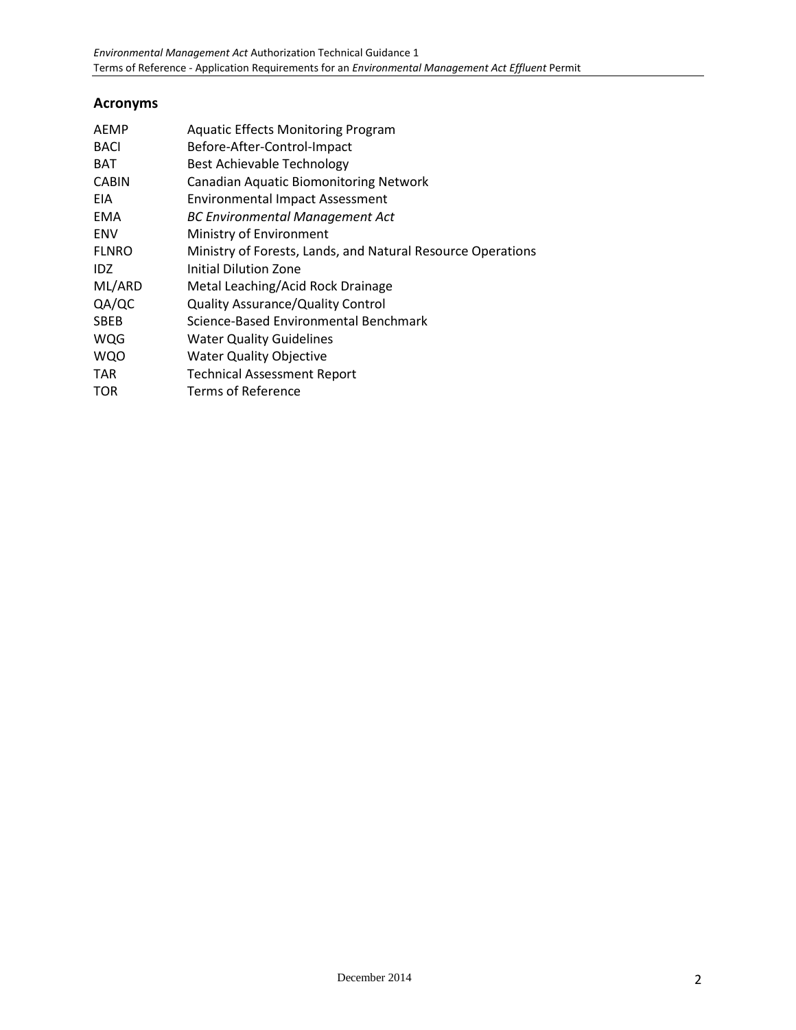## Acronyms

| | |
|---|---|
| AEMP | Aquatic Effects Monitoring Program |
| BACI | Before-After-Control-Impact |
| BAT | Best Achievable Technology |
| CABIN | Canadian Aquatic Biomonitoring Network |
| EIA | Environmental Impact Assessment |
| EMA | *BC Environmental Management Act* |
| ENV | Ministry of Environment |
| FLNRO | Ministry of Forests, Lands, and Natural Resource Operations |
| IDZ | Initial Dilution Zone |
| ML/ARD | Metal Leaching/Acid Rock Drainage |
| QA/QC | Quality Assurance/Quality Control |
| SBEB | Science-Based Environmental Benchmark |
| WQG | Water Quality Guidelines |
| WQO | Water Quality Objective |
| TAR | Technical Assessment Report |
| TOR | Terms of Reference |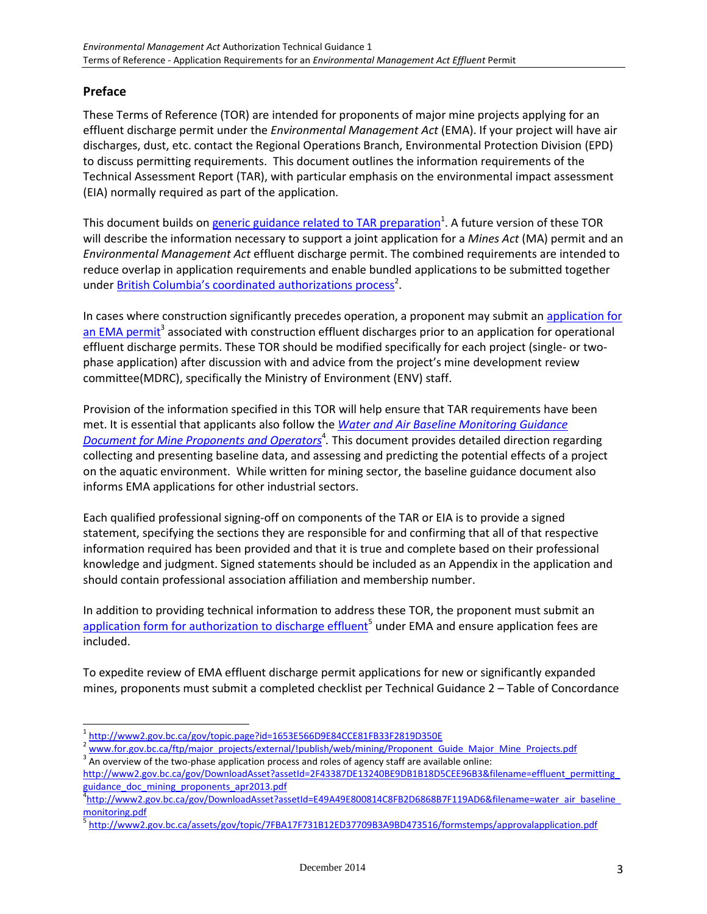## Preface

These Terms of Reference (TOR) are intended for proponents of major mine projects applying for an effluent discharge permit under the *Environmental Management Act* (EMA). If your project will have air discharges, dust, etc. contact the Regional Operations Branch, Environmental Protection Division (EPD) to discuss permitting requirements. This document outlines the information requirements of the Technical Assessment Report (TAR), with particular emphasis on the environmental impact assessment (EIA) normally required as part of the application.

This document builds on [generic guidance related to TAR preparation][1]. A future version of these TOR will describe the information necessary to support a joint application for a *Mines Act* (MA) permit and an *Environmental Management Act* effluent discharge permit. The combined requirements are intended to reduce overlap in application requirements and enable bundled applications to be submitted together under [British Columbia's coordinated authorizations process][2].

In cases where construction significantly precedes operation, a proponent may submit an [application for an EMA permit][3] associated with construction effluent discharges prior to an application for operational effluent discharge permits. These TOR should be modified specifically for each project (single- or two-phase application) after discussion with and advice from the project's mine development review committee(MDRC), specifically the Ministry of Environment (ENV) staff.

Provision of the information specified in this TOR will help ensure that TAR requirements have been met. It is essential that applicants also follow the *[Water and Air Baseline Monitoring Guidance Document for Mine Proponents and Operators][4].* This document provides detailed direction regarding collecting and presenting baseline data, and assessing and predicting the potential effects of a project on the aquatic environment. While written for mining sector, the baseline guidance document also informs EMA applications for other industrial sectors.

Each qualified professional signing-off on components of the TAR or EIA is to provide a signed statement, specifying the sections they are responsible for and confirming that all of that respective information required has been provided and that it is true and complete based on their professional knowledge and judgment. Signed statements should be included as an Appendix in the application and should contain professional association affiliation and membership number.

In addition to providing technical information to address these TOR, the proponent must submit an [application form for authorization to discharge effluent][5] under EMA and ensure application fees are included.

To expedite review of EMA effluent discharge permit applications for new or significantly expanded mines, proponents must submit a completed checklist per Technical Guidance 2 – Table of Concordance

---

[1] http://www2.gov.bc.ca/gov/topic.page?id=1653E566D9E84CCE81FB33F2819D350E

[2] www.for.gov.bc.ca/ftp/major_projects/external/!publish/web/mining/Proponent_Guide_Major_Mine_Projects.pdf

[3] An overview of the two-phase application process and roles of agency staff are available online: http://www2.gov.bc.ca/gov/DownloadAsset?assetId=2F43387DE13240BE9DB1B18D5CEE96B3&filename=effluent_permitting_guidance_doc_mining_proponents_apr2013.pdf

[4] http://www2.gov.bc.ca/gov/DownloadAsset?assetId=E49A49E800814C8FB2D6868B7F119AD6&filename=water_air_baseline_monitoring.pdf

[5] http://www2.gov.bc.ca/assets/gov/topic/7FBA17F731B12ED37709B3A9BD473516/formstemps/approvalapplication.pdf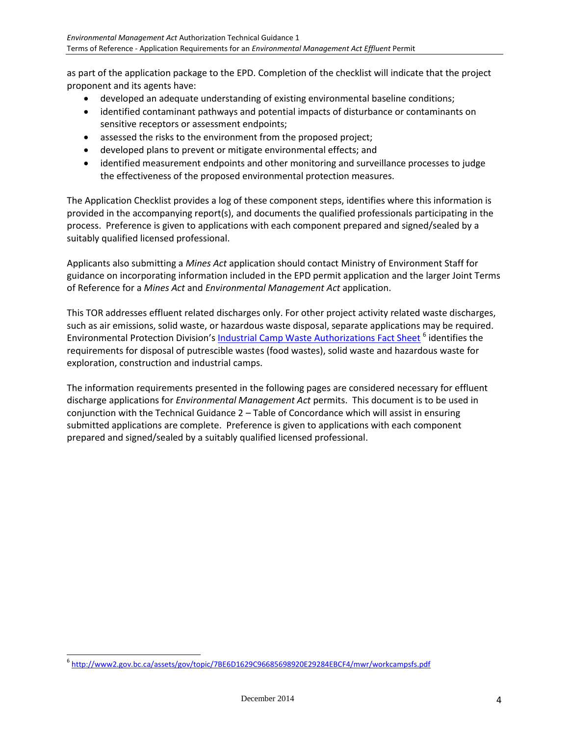as part of the application package to the EPD. Completion of the checklist will indicate that the project proponent and its agents have:

- developed an adequate understanding of existing environmental baseline conditions;
- identified contaminant pathways and potential impacts of disturbance or contaminants on sensitive receptors or assessment endpoints;
- assessed the risks to the environment from the proposed project;
- developed plans to prevent or mitigate environmental effects; and
- identified measurement endpoints and other monitoring and surveillance processes to judge the effectiveness of the proposed environmental protection measures.

The Application Checklist provides a log of these component steps, identifies where this information is provided in the accompanying report(s), and documents the qualified professionals participating in the process. Preference is given to applications with each component prepared and signed/sealed by a suitably qualified licensed professional.

Applicants also submitting a *Mines Act* application should contact Ministry of Environment Staff for guidance on incorporating information included in the EPD permit application and the larger Joint Terms of Reference for a *Mines Act* and *Environmental Management Act* application.

This TOR addresses effluent related discharges only. For other project activity related waste discharges, such as air emissions, solid waste, or hazardous waste disposal, separate applications may be required. Environmental Protection Division's Industrial Camp Waste Authorizations Fact Sheet [6] identifies the requirements for disposal of putrescible wastes (food wastes), solid waste and hazardous waste for exploration, construction and industrial camps.

The information requirements presented in the following pages are considered necessary for effluent discharge applications for *Environmental Management Act* permits. This document is to be used in conjunction with the Technical Guidance 2 – Table of Concordance which will assist in ensuring submitted applications are complete. Preference is given to applications with each component prepared and signed/sealed by a suitably qualified licensed professional.

---

[6] http://www2.gov.bc.ca/assets/gov/topic/7BE6D1629C96685698920E29284EBCF4/mwr/workcampsfs.pdf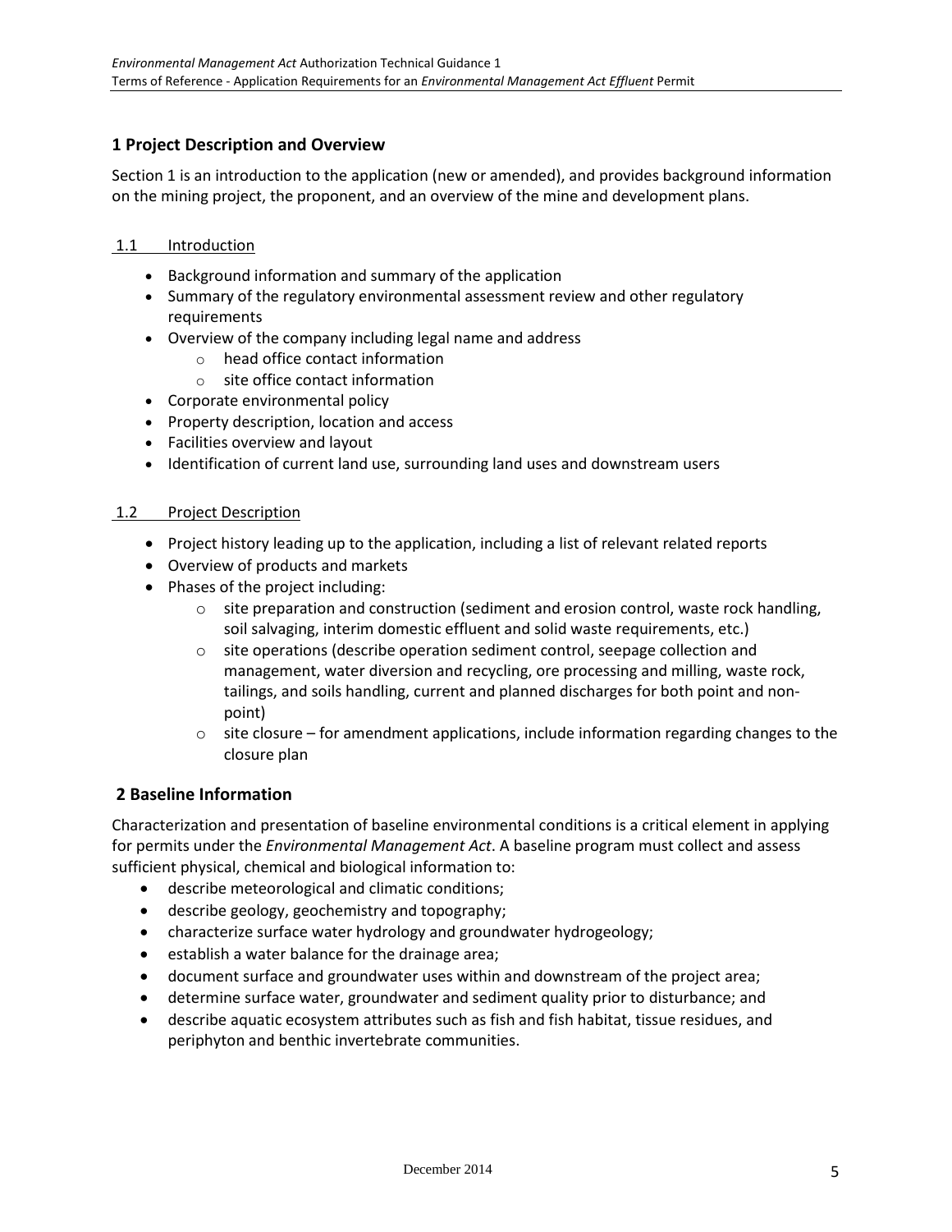## 1 Project Description and Overview

Section 1 is an introduction to the application (new or amended), and provides background information on the mining project, the proponent, and an overview of the mine and development plans.

### 1.1 Introduction

- Background information and summary of the application
- Summary of the regulatory environmental assessment review and other regulatory requirements
- Overview of the company including legal name and address
  - head office contact information
  - site office contact information
- Corporate environmental policy
- Property description, location and access
- Facilities overview and layout
- Identification of current land use, surrounding land uses and downstream users

### 1.2 Project Description

- Project history leading up to the application, including a list of relevant related reports
- Overview of products and markets
- Phases of the project including:
  - site preparation and construction (sediment and erosion control, waste rock handling, soil salvaging, interim domestic effluent and solid waste requirements, etc.)
  - site operations (describe operation sediment control, seepage collection and management, water diversion and recycling, ore processing and milling, waste rock, tailings, and soils handling, current and planned discharges for both point and non-point)
  - site closure – for amendment applications, include information regarding changes to the closure plan

## 2 Baseline Information

Characterization and presentation of baseline environmental conditions is a critical element in applying for permits under the *Environmental Management Act*. A baseline program must collect and assess sufficient physical, chemical and biological information to:

- describe meteorological and climatic conditions;
- describe geology, geochemistry and topography;
- characterize surface water hydrology and groundwater hydrogeology;
- establish a water balance for the drainage area;
- document surface and groundwater uses within and downstream of the project area;
- determine surface water, groundwater and sediment quality prior to disturbance; and
- describe aquatic ecosystem attributes such as fish and fish habitat, tissue residues, and periphyton and benthic invertebrate communities.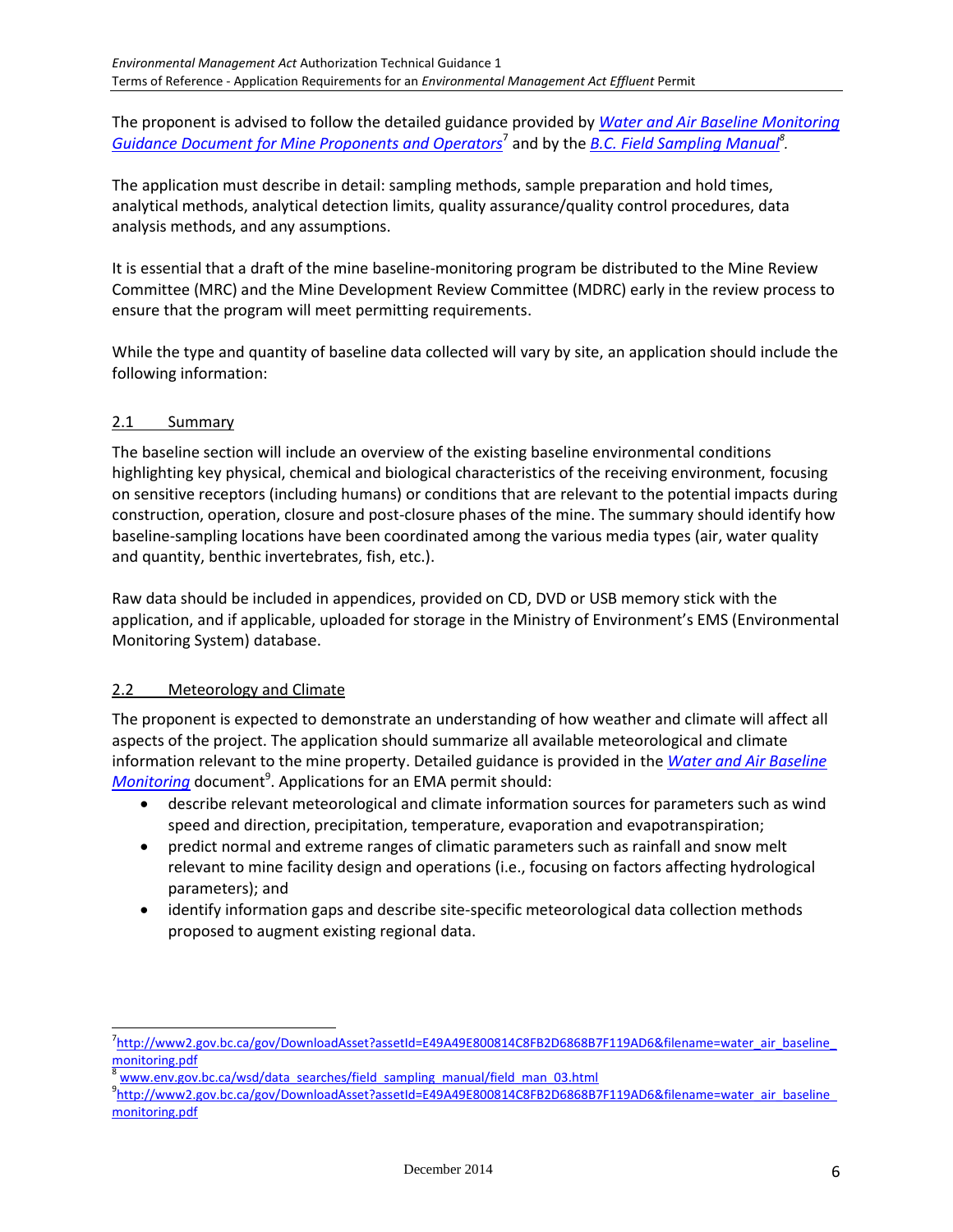The proponent is advised to follow the detailed guidance provided by *Water and Air Baseline Monitoring Guidance Document for Mine Proponents and Operators*[7] and by the *B.C. Field Sampling Manual*[8].

The application must describe in detail: sampling methods, sample preparation and hold times, analytical methods, analytical detection limits, quality assurance/quality control procedures, data analysis methods, and any assumptions.

It is essential that a draft of the mine baseline-monitoring program be distributed to the Mine Review Committee (MRC) and the Mine Development Review Committee (MDRC) early in the review process to ensure that the program will meet permitting requirements.

While the type and quantity of baseline data collected will vary by site, an application should include the following information:

### 2.1 Summary

The baseline section will include an overview of the existing baseline environmental conditions highlighting key physical, chemical and biological characteristics of the receiving environment, focusing on sensitive receptors (including humans) or conditions that are relevant to the potential impacts during construction, operation, closure and post-closure phases of the mine. The summary should identify how baseline-sampling locations have been coordinated among the various media types (air, water quality and quantity, benthic invertebrates, fish, etc.).

Raw data should be included in appendices, provided on CD, DVD or USB memory stick with the application, and if applicable, uploaded for storage in the Ministry of Environment's EMS (Environmental Monitoring System) database.

### 2.2 Meteorology and Climate

The proponent is expected to demonstrate an understanding of how weather and climate will affect all aspects of the project. The application should summarize all available meteorological and climate information relevant to the mine property. Detailed guidance is provided in the *Water and Air Baseline Monitoring* document[9]. Applications for an EMA permit should:

- describe relevant meteorological and climate information sources for parameters such as wind speed and direction, precipitation, temperature, evaporation and evapotranspiration;
- predict normal and extreme ranges of climatic parameters such as rainfall and snow melt relevant to mine facility design and operations (i.e., focusing on factors affecting hydrological parameters); and
- identify information gaps and describe site-specific meteorological data collection methods proposed to augment existing regional data.

---

[7] http://www2.gov.bc.ca/gov/DownloadAsset?assetId=E49A49E800814C8FB2D6868B7F119AD6&filename=water_air_baseline_monitoring.pdf

[8] www.env.gov.bc.ca/wsd/data_searches/field_sampling_manual/field_man_03.html

[9] http://www2.gov.bc.ca/gov/DownloadAsset?assetId=E49A49E800814C8FB2D6868B7F119AD6&filename=water_air_baseline_monitoring.pdf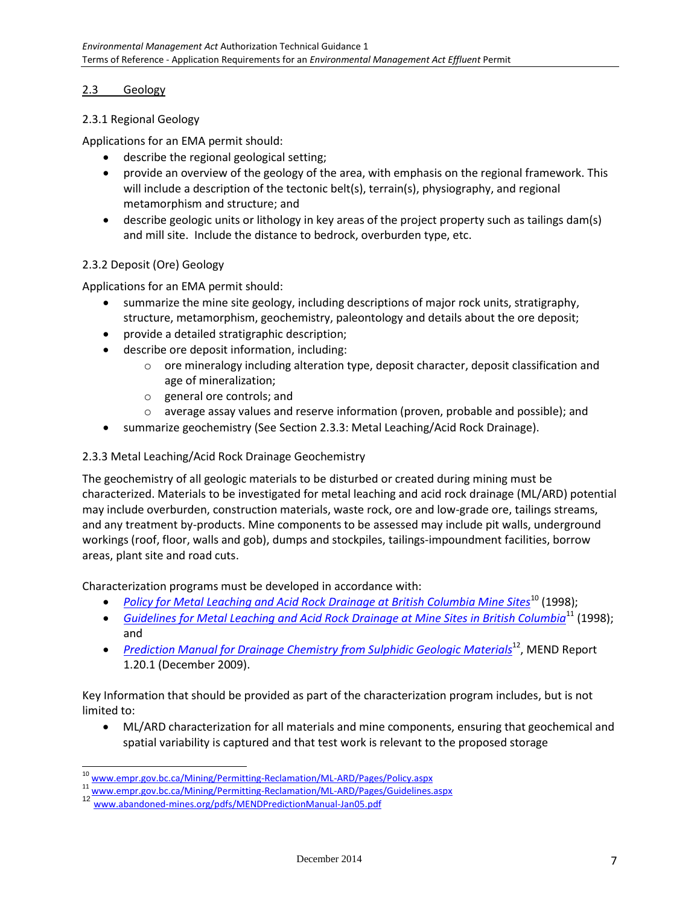## 2.3 Geology

### 2.3.1 Regional Geology

Applications for an EMA permit should:

- describe the regional geological setting;
- provide an overview of the geology of the area, with emphasis on the regional framework. This will include a description of the tectonic belt(s), terrain(s), physiography, and regional metamorphism and structure; and
- describe geologic units or lithology in key areas of the project property such as tailings dam(s) and mill site. Include the distance to bedrock, overburden type, etc.

### 2.3.2 Deposit (Ore) Geology

Applications for an EMA permit should:

- summarize the mine site geology, including descriptions of major rock units, stratigraphy, structure, metamorphism, geochemistry, paleontology and details about the ore deposit;
- provide a detailed stratigraphic description;
- describe ore deposit information, including:
  - ore mineralogy including alteration type, deposit character, deposit classification and age of mineralization;
  - general ore controls; and
  - average assay values and reserve information (proven, probable and possible); and
- summarize geochemistry (See Section 2.3.3: Metal Leaching/Acid Rock Drainage).

### 2.3.3 Metal Leaching/Acid Rock Drainage Geochemistry

The geochemistry of all geologic materials to be disturbed or created during mining must be characterized. Materials to be investigated for metal leaching and acid rock drainage (ML/ARD) potential may include overburden, construction materials, waste rock, ore and low-grade ore, tailings streams, and any treatment by-products. Mine components to be assessed may include pit walls, underground workings (roof, floor, walls and gob), dumps and stockpiles, tailings-impoundment facilities, borrow areas, plant site and road cuts.

Characterization programs must be developed in accordance with:

- *Policy for Metal Leaching and Acid Rock Drainage at British Columbia Mine Sites*[10] (1998);
- *Guidelines for Metal Leaching and Acid Rock Drainage at Mine Sites in British Columbia*[11] (1998); and
- *Prediction Manual for Drainage Chemistry from Sulphidic Geologic Materials*[12], MEND Report 1.20.1 (December 2009).

Key Information that should be provided as part of the characterization program includes, but is not limited to:

- ML/ARD characterization for all materials and mine components, ensuring that geochemical and spatial variability is captured and that test work is relevant to the proposed storage

[10] www.empr.gov.bc.ca/Mining/Permitting-Reclamation/ML-ARD/Pages/Policy.aspx
[11] www.empr.gov.bc.ca/Mining/Permitting-Reclamation/ML-ARD/Pages/Guidelines.aspx
[12] www.abandoned-mines.org/pdfs/MENDPredictionManual-Jan05.pdf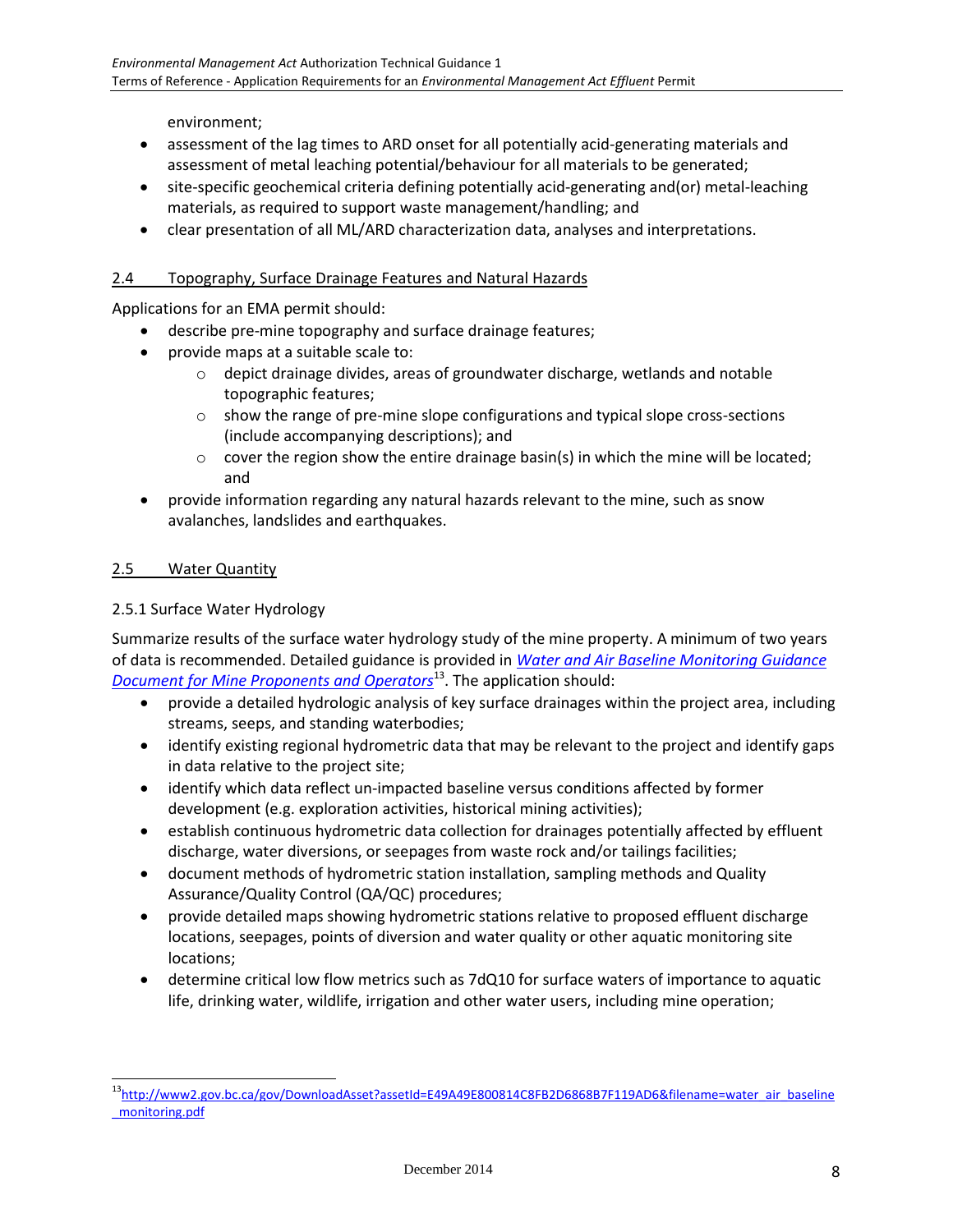environment;

- assessment of the lag times to ARD onset for all potentially acid-generating materials and assessment of metal leaching potential/behaviour for all materials to be generated;
- site-specific geochemical criteria defining potentially acid-generating and(or) metal-leaching materials, as required to support waste management/handling; and
- clear presentation of all ML/ARD characterization data, analyses and interpretations.

## 2.4 Topography, Surface Drainage Features and Natural Hazards

Applications for an EMA permit should:

- describe pre-mine topography and surface drainage features;
- provide maps at a suitable scale to:
  - depict drainage divides, areas of groundwater discharge, wetlands and notable topographic features;
  - show the range of pre-mine slope configurations and typical slope cross-sections (include accompanying descriptions); and
  - cover the region show the entire drainage basin(s) in which the mine will be located; and
- provide information regarding any natural hazards relevant to the mine, such as snow avalanches, landslides and earthquakes.

## 2.5 Water Quantity

### 2.5.1 Surface Water Hydrology

Summarize results of the surface water hydrology study of the mine property. A minimum of two years of data is recommended. Detailed guidance is provided in *Water and Air Baseline Monitoring Guidance Document for Mine Proponents and Operators*[13]. The application should:

- provide a detailed hydrologic analysis of key surface drainages within the project area, including streams, seeps, and standing waterbodies;
- identify existing regional hydrometric data that may be relevant to the project and identify gaps in data relative to the project site;
- identify which data reflect un-impacted baseline versus conditions affected by former development (e.g. exploration activities, historical mining activities);
- establish continuous hydrometric data collection for drainages potentially affected by effluent discharge, water diversions, or seepages from waste rock and/or tailings facilities;
- document methods of hydrometric station installation, sampling methods and Quality Assurance/Quality Control (QA/QC) procedures;
- provide detailed maps showing hydrometric stations relative to proposed effluent discharge locations, seepages, points of diversion and water quality or other aquatic monitoring site locations;
- determine critical low flow metrics such as 7dQ10 for surface waters of importance to aquatic life, drinking water, wildlife, irrigation and other water users, including mine operation;

[13] http://www2.gov.bc.ca/gov/DownloadAsset?assetId=E49A49E800814C8FB2D6868B7F119AD6&filename=water_air_baseline_monitoring.pdf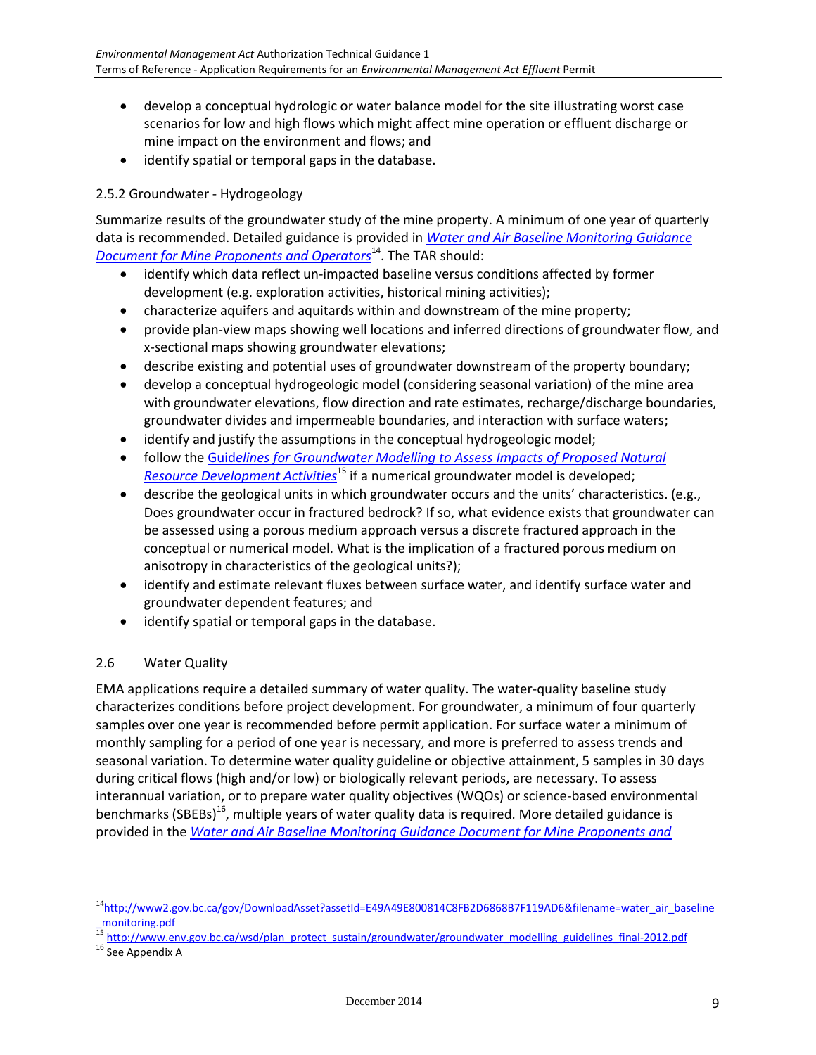- develop a conceptual hydrologic or water balance model for the site illustrating worst case scenarios for low and high flows which might affect mine operation or effluent discharge or mine impact on the environment and flows; and
- identify spatial or temporal gaps in the database.

### 2.5.2 Groundwater - Hydrogeology

Summarize results of the groundwater study of the mine property. A minimum of one year of quarterly data is recommended. Detailed guidance is provided in *Water and Air Baseline Monitoring Guidance Document for Mine Proponents and Operators*[14]. The TAR should:

- identify which data reflect un-impacted baseline versus conditions affected by former development (e.g. exploration activities, historical mining activities);
- characterize aquifers and aquitards within and downstream of the mine property;
- provide plan-view maps showing well locations and inferred directions of groundwater flow, and x-sectional maps showing groundwater elevations;
- describe existing and potential uses of groundwater downstream of the property boundary;
- develop a conceptual hydrogeologic model (considering seasonal variation) of the mine area with groundwater elevations, flow direction and rate estimates, recharge/discharge boundaries, groundwater divides and impermeable boundaries, and interaction with surface waters;
- identify and justify the assumptions in the conceptual hydrogeologic model;
- follow the *Guidelines for Groundwater Modelling to Assess Impacts of Proposed Natural Resource Development Activities*[15] if a numerical groundwater model is developed;
- describe the geological units in which groundwater occurs and the units' characteristics. (e.g., Does groundwater occur in fractured bedrock? If so, what evidence exists that groundwater can be assessed using a porous medium approach versus a discrete fractured approach in the conceptual or numerical model. What is the implication of a fractured porous medium on anisotropy in characteristics of the geological units?);
- identify and estimate relevant fluxes between surface water, and identify surface water and groundwater dependent features; and
- identify spatial or temporal gaps in the database.

## 2.6 Water Quality

EMA applications require a detailed summary of water quality. The water-quality baseline study characterizes conditions before project development. For groundwater, a minimum of four quarterly samples over one year is recommended before permit application. For surface water a minimum of monthly sampling for a period of one year is necessary, and more is preferred to assess trends and seasonal variation. To determine water quality guideline or objective attainment, 5 samples in 30 days during critical flows (high and/or low) or biologically relevant periods, are necessary. To assess interannual variation, or to prepare water quality objectives (WQOs) or science-based environmental benchmarks (SBEBs)[16], multiple years of water quality data is required. More detailed guidance is provided in the *Water and Air Baseline Monitoring Guidance Document for Mine Proponents and*

---

[14] http://www2.gov.bc.ca/gov/DownloadAsset?assetId=E49A49E800814C8FB2D6868B7F119AD6&filename=water_air_baseline_monitoring.pdf

[15] http://www.env.gov.bc.ca/wsd/plan_protect_sustain/groundwater/groundwater_modelling_guidelines_final-2012.pdf

[16] See Appendix A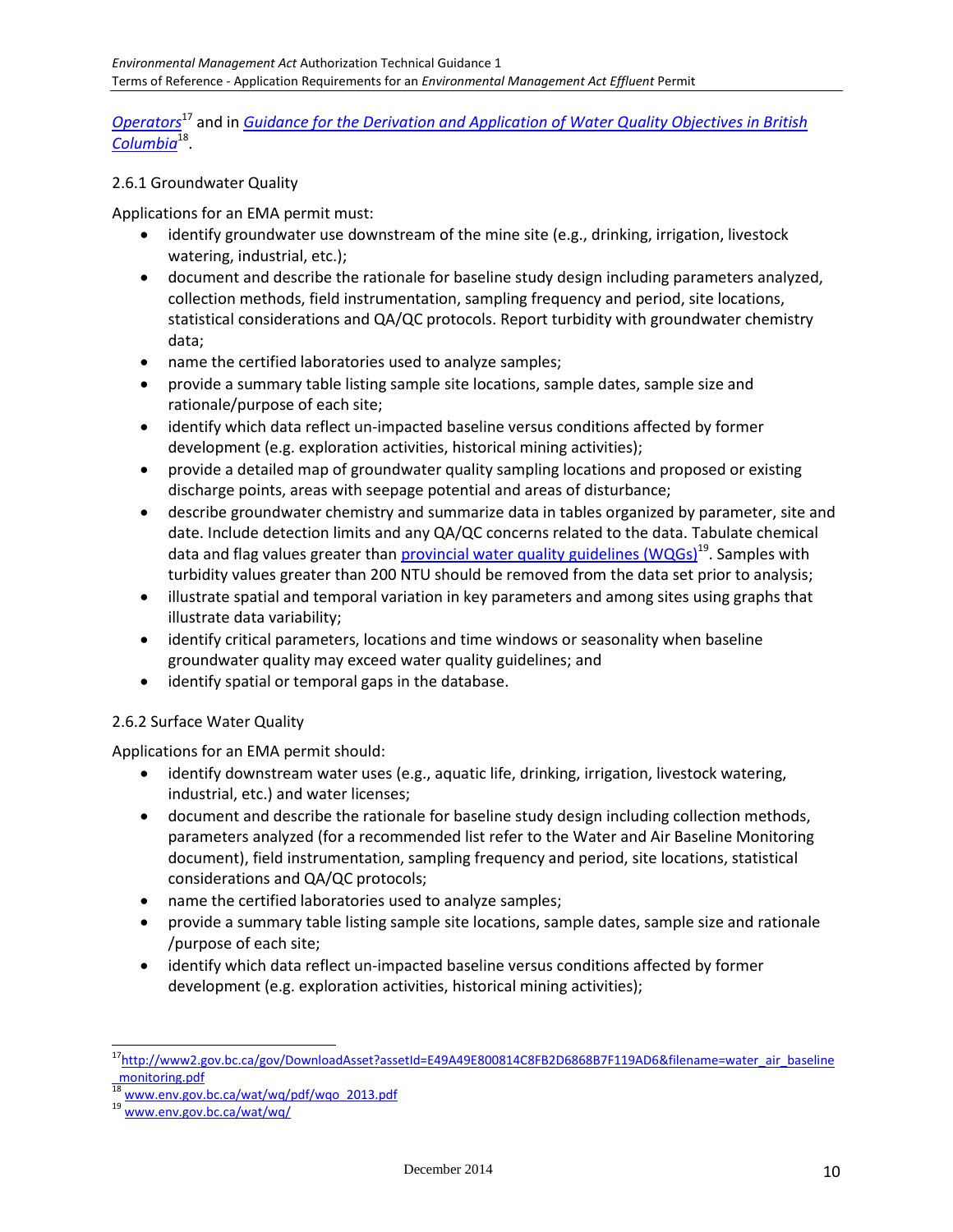*Operators*[17] and in *Guidance for the Derivation and Application of Water Quality Objectives in British Columbia*[18].

### 2.6.1 Groundwater Quality

Applications for an EMA permit must:

- identify groundwater use downstream of the mine site (e.g., drinking, irrigation, livestock watering, industrial, etc.);
- document and describe the rationale for baseline study design including parameters analyzed, collection methods, field instrumentation, sampling frequency and period, site locations, statistical considerations and QA/QC protocols. Report turbidity with groundwater chemistry data;
- name the certified laboratories used to analyze samples;
- provide a summary table listing sample site locations, sample dates, sample size and rationale/purpose of each site;
- identify which data reflect un-impacted baseline versus conditions affected by former development (e.g. exploration activities, historical mining activities);
- provide a detailed map of groundwater quality sampling locations and proposed or existing discharge points, areas with seepage potential and areas of disturbance;
- describe groundwater chemistry and summarize data in tables organized by parameter, site and date. Include detection limits and any QA/QC concerns related to the data. Tabulate chemical data and flag values greater than provincial water quality guidelines (WQGs)[19]. Samples with turbidity values greater than 200 NTU should be removed from the data set prior to analysis;
- illustrate spatial and temporal variation in key parameters and among sites using graphs that illustrate data variability;
- identify critical parameters, locations and time windows or seasonality when baseline groundwater quality may exceed water quality guidelines; and
- identify spatial or temporal gaps in the database.

### 2.6.2 Surface Water Quality

Applications for an EMA permit should:

- identify downstream water uses (e.g., aquatic life, drinking, irrigation, livestock watering, industrial, etc.) and water licenses;
- document and describe the rationale for baseline study design including collection methods, parameters analyzed (for a recommended list refer to the Water and Air Baseline Monitoring document), field instrumentation, sampling frequency and period, site locations, statistical considerations and QA/QC protocols;
- name the certified laboratories used to analyze samples;
- provide a summary table listing sample site locations, sample dates, sample size and rationale /purpose of each site;
- identify which data reflect un-impacted baseline versus conditions affected by former development (e.g. exploration activities, historical mining activities);

---

[17] http://www2.gov.bc.ca/gov/DownloadAsset?assetId=E49A49E800814C8FB2D6868B7F119AD6&filename=water_air_baseline_monitoring.pdf

[18] www.env.gov.bc.ca/wat/wq/pdf/wqo_2013.pdf

[19] www.env.gov.bc.ca/wat/wq/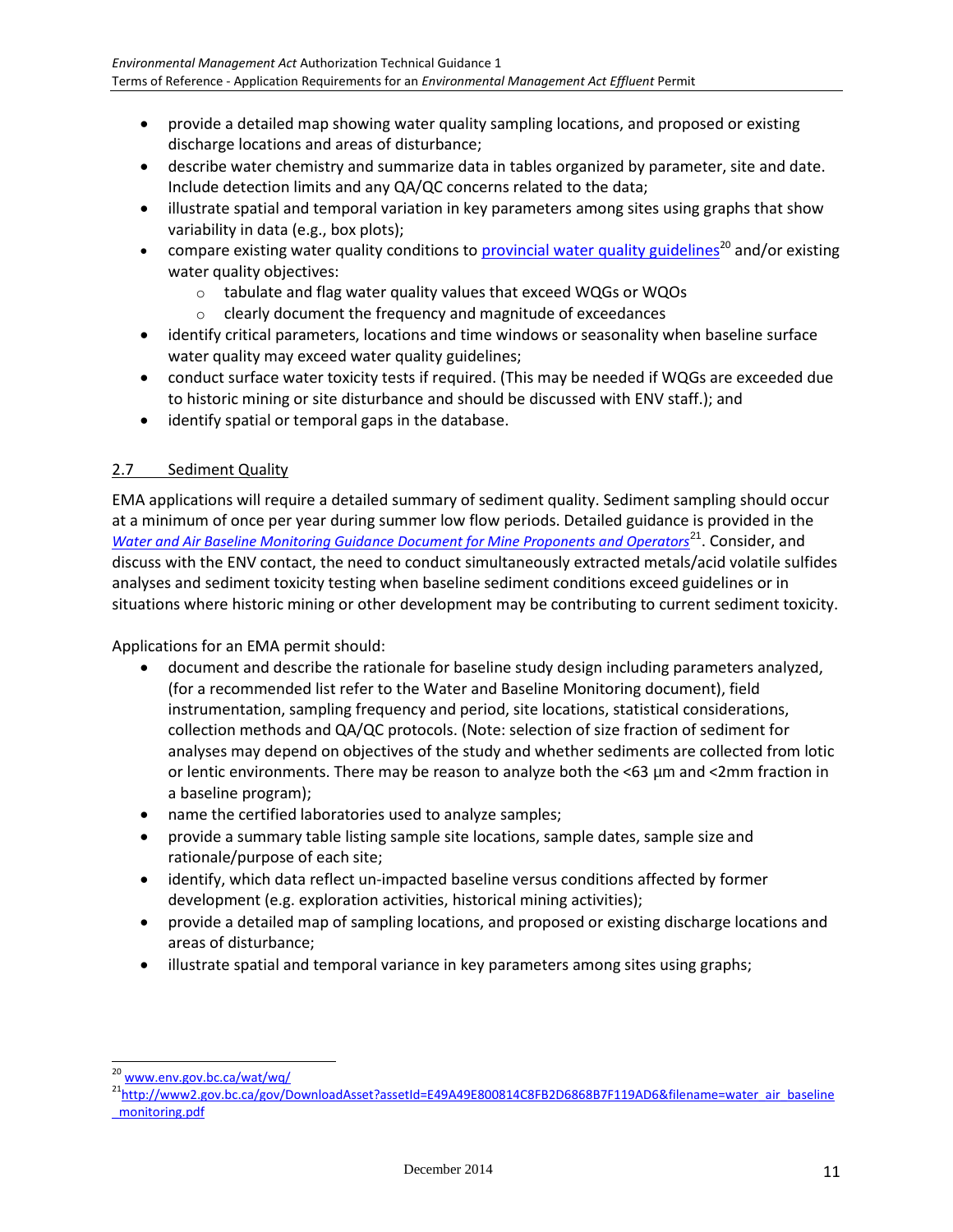- provide a detailed map showing water quality sampling locations, and proposed or existing discharge locations and areas of disturbance;
- describe water chemistry and summarize data in tables organized by parameter, site and date. Include detection limits and any QA/QC concerns related to the data;
- illustrate spatial and temporal variation in key parameters among sites using graphs that show variability in data (e.g., box plots);
- compare existing water quality conditions to [provincial water quality guidelines](www.env.gov.bc.ca/wat/wq/)[20] and/or existing water quality objectives:
  - tabulate and flag water quality values that exceed WQGs or WQOs
  - clearly document the frequency and magnitude of exceedances
- identify critical parameters, locations and time windows or seasonality when baseline surface water quality may exceed water quality guidelines;
- conduct surface water toxicity tests if required. (This may be needed if WQGs are exceeded due to historic mining or site disturbance and should be discussed with ENV staff.); and
- identify spatial or temporal gaps in the database.

## 2.7 Sediment Quality

EMA applications will require a detailed summary of sediment quality. Sediment sampling should occur at a minimum of once per year during summer low flow periods. Detailed guidance is provided in the *Water and Air Baseline Monitoring Guidance Document for Mine Proponents and Operators*[21]. Consider, and discuss with the ENV contact, the need to conduct simultaneously extracted metals/acid volatile sulfides analyses and sediment toxicity testing when baseline sediment conditions exceed guidelines or in situations where historic mining or other development may be contributing to current sediment toxicity.

Applications for an EMA permit should:

- document and describe the rationale for baseline study design including parameters analyzed, (for a recommended list refer to the Water and Baseline Monitoring document), field instrumentation, sampling frequency and period, site locations, statistical considerations, collection methods and QA/QC protocols. (Note: selection of size fraction of sediment for analyses may depend on objectives of the study and whether sediments are collected from lotic or lentic environments. There may be reason to analyze both the <63 µm and <2mm fraction in a baseline program);
- name the certified laboratories used to analyze samples;
- provide a summary table listing sample site locations, sample dates, sample size and rationale/purpose of each site;
- identify, which data reflect un-impacted baseline versus conditions affected by former development (e.g. exploration activities, historical mining activities);
- provide a detailed map of sampling locations, and proposed or existing discharge locations and areas of disturbance;
- illustrate spatial and temporal variance in key parameters among sites using graphs;

---

[20] www.env.gov.bc.ca/wat/wq/

[21] http://www2.gov.bc.ca/gov/DownloadAsset?assetId=E49A49E800814C8FB2D6868B7F119AD6&filename=water_air_baseline_monitoring.pdf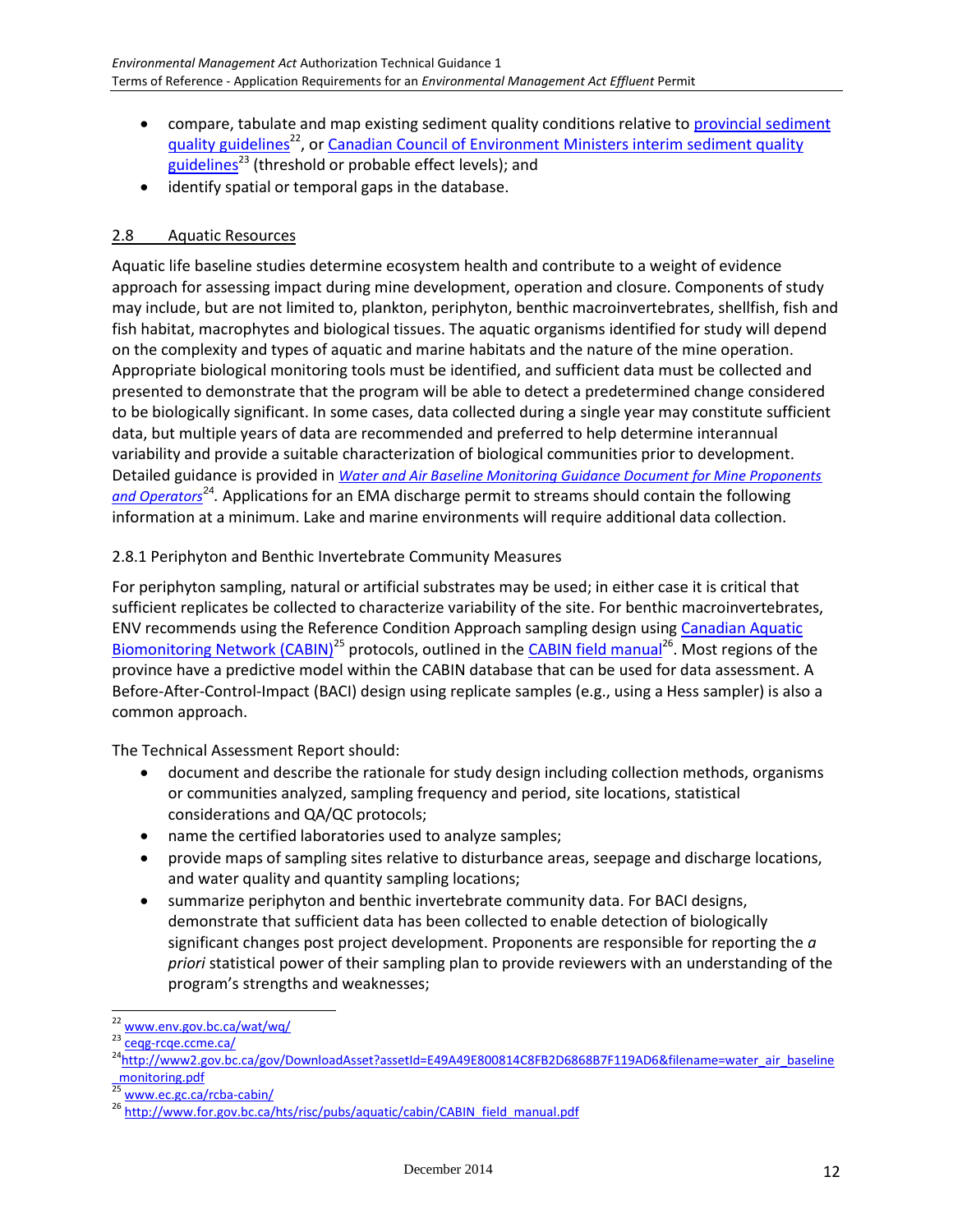- compare, tabulate and map existing sediment quality conditions relative to provincial sediment quality guidelines[22], or Canadian Council of Environment Ministers interim sediment quality guidelines[23] (threshold or probable effect levels); and
- identify spatial or temporal gaps in the database.

## 2.8 Aquatic Resources

Aquatic life baseline studies determine ecosystem health and contribute to a weight of evidence approach for assessing impact during mine development, operation and closure. Components of study may include, but are not limited to, plankton, periphyton, benthic macroinvertebrates, shellfish, fish and fish habitat, macrophytes and biological tissues. The aquatic organisms identified for study will depend on the complexity and types of aquatic and marine habitats and the nature of the mine operation. Appropriate biological monitoring tools must be identified, and sufficient data must be collected and presented to demonstrate that the program will be able to detect a predetermined change considered to be biologically significant. In some cases, data collected during a single year may constitute sufficient data, but multiple years of data are recommended and preferred to help determine interannual variability and provide a suitable characterization of biological communities prior to development. Detailed guidance is provided in *Water and Air Baseline Monitoring Guidance Document for Mine Proponents and Operators*[24]. Applications for an EMA discharge permit to streams should contain the following information at a minimum. Lake and marine environments will require additional data collection.

### 2.8.1 Periphyton and Benthic Invertebrate Community Measures

For periphyton sampling, natural or artificial substrates may be used; in either case it is critical that sufficient replicates be collected to characterize variability of the site. For benthic macroinvertebrates, ENV recommends using the Reference Condition Approach sampling design using Canadian Aquatic Biomonitoring Network (CABIN)[25] protocols, outlined in the CABIN field manual[26]. Most regions of the province have a predictive model within the CABIN database that can be used for data assessment. A Before-After-Control-Impact (BACI) design using replicate samples (e.g., using a Hess sampler) is also a common approach.

The Technical Assessment Report should:

- document and describe the rationale for study design including collection methods, organisms or communities analyzed, sampling frequency and period, site locations, statistical considerations and QA/QC protocols;
- name the certified laboratories used to analyze samples;
- provide maps of sampling sites relative to disturbance areas, seepage and discharge locations, and water quality and quantity sampling locations;
- summarize periphyton and benthic invertebrate community data. For BACI designs, demonstrate that sufficient data has been collected to enable detection of biologically significant changes post project development. Proponents are responsible for reporting the *a priori* statistical power of their sampling plan to provide reviewers with an understanding of the program's strengths and weaknesses;

---

[22] www.env.gov.bc.ca/wat/wq/

[23] ceqg-rcqe.ccme.ca/

[24] http://www2.gov.bc.ca/gov/DownloadAsset?assetId=E49A49E800814C8FB2D6868B7F119AD6&filename=water_air_baseline_monitoring.pdf

[25] www.ec.gc.ca/rcba-cabin/

[26] http://www.for.gov.bc.ca/hts/risc/pubs/aquatic/cabin/CABIN_field_manual.pdf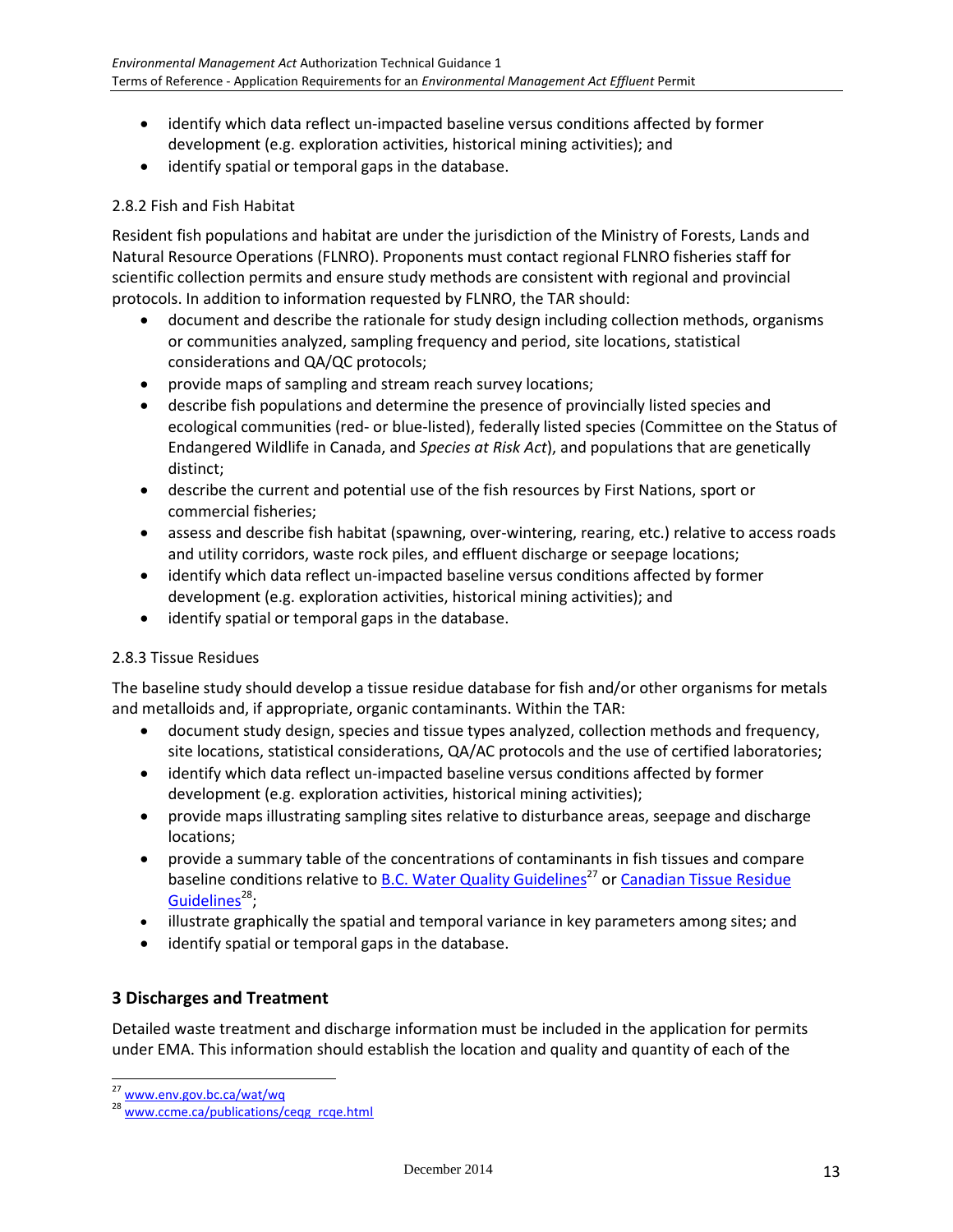- identify which data reflect un-impacted baseline versus conditions affected by former development (e.g. exploration activities, historical mining activities); and
- identify spatial or temporal gaps in the database.

### 2.8.2 Fish and Fish Habitat

Resident fish populations and habitat are under the jurisdiction of the Ministry of Forests, Lands and Natural Resource Operations (FLNRO). Proponents must contact regional FLNRO fisheries staff for scientific collection permits and ensure study methods are consistent with regional and provincial protocols. In addition to information requested by FLNRO, the TAR should:

- document and describe the rationale for study design including collection methods, organisms or communities analyzed, sampling frequency and period, site locations, statistical considerations and QA/QC protocols;
- provide maps of sampling and stream reach survey locations;
- describe fish populations and determine the presence of provincially listed species and ecological communities (red- or blue-listed), federally listed species (Committee on the Status of Endangered Wildlife in Canada, and *Species at Risk Act*), and populations that are genetically distinct;
- describe the current and potential use of the fish resources by First Nations, sport or commercial fisheries;
- assess and describe fish habitat (spawning, over-wintering, rearing, etc.) relative to access roads and utility corridors, waste rock piles, and effluent discharge or seepage locations;
- identify which data reflect un-impacted baseline versus conditions affected by former development (e.g. exploration activities, historical mining activities); and
- identify spatial or temporal gaps in the database.

### 2.8.3 Tissue Residues

The baseline study should develop a tissue residue database for fish and/or other organisms for metals and metalloids and, if appropriate, organic contaminants. Within the TAR:

- document study design, species and tissue types analyzed, collection methods and frequency, site locations, statistical considerations, QA/AC protocols and the use of certified laboratories;
- identify which data reflect un-impacted baseline versus conditions affected by former development (e.g. exploration activities, historical mining activities);
- provide maps illustrating sampling sites relative to disturbance areas, seepage and discharge locations;
- provide a summary table of the concentrations of contaminants in fish tissues and compare baseline conditions relative to B.C. Water Quality Guidelines[27] or Canadian Tissue Residue Guidelines[28];
- illustrate graphically the spatial and temporal variance in key parameters among sites; and
- identify spatial or temporal gaps in the database.

## 3 Discharges and Treatment

Detailed waste treatment and discharge information must be included in the application for permits under EMA. This information should establish the location and quality and quantity of each of the

[27] www.env.gov.bc.ca/wat/wq

[28] www.ccme.ca/publications/ceqg_rcqe.html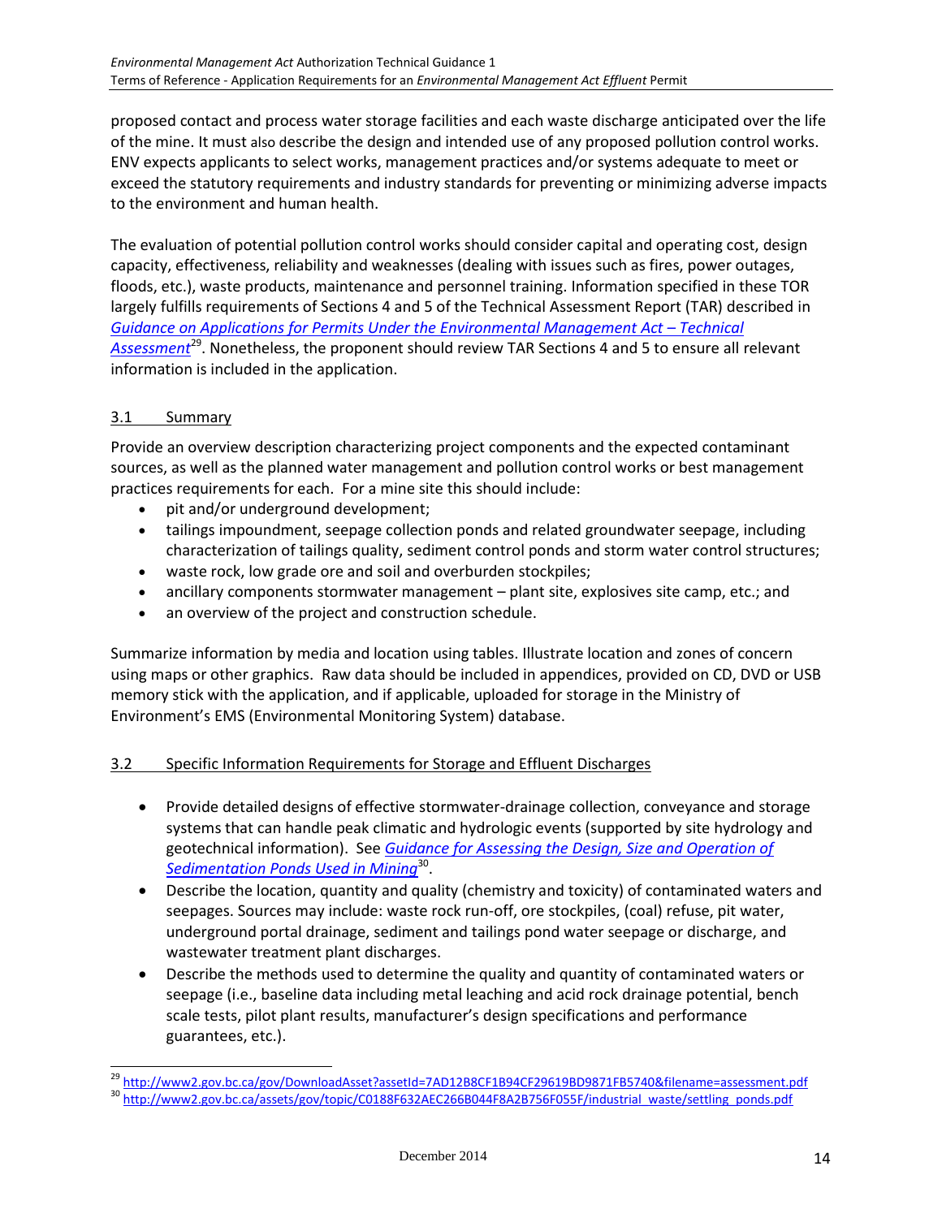proposed contact and process water storage facilities and each waste discharge anticipated over the life of the mine. It must also describe the design and intended use of any proposed pollution control works. ENV expects applicants to select works, management practices and/or systems adequate to meet or exceed the statutory requirements and industry standards for preventing or minimizing adverse impacts to the environment and human health.

The evaluation of potential pollution control works should consider capital and operating cost, design capacity, effectiveness, reliability and weaknesses (dealing with issues such as fires, power outages, floods, etc.), waste products, maintenance and personnel training. Information specified in these TOR largely fulfills requirements of Sections 4 and 5 of the Technical Assessment Report (TAR) described in *Guidance on Applications for Permits Under the Environmental Management Act – Technical Assessment*[29]. Nonetheless, the proponent should review TAR Sections 4 and 5 to ensure all relevant information is included in the application.

## 3.1 Summary

Provide an overview description characterizing project components and the expected contaminant sources, as well as the planned water management and pollution control works or best management practices requirements for each. For a mine site this should include:

- pit and/or underground development;
- tailings impoundment, seepage collection ponds and related groundwater seepage, including characterization of tailings quality, sediment control ponds and storm water control structures;
- waste rock, low grade ore and soil and overburden stockpiles;
- ancillary components stormwater management – plant site, explosives site camp, etc.; and
- an overview of the project and construction schedule.

Summarize information by media and location using tables. Illustrate location and zones of concern using maps or other graphics. Raw data should be included in appendices, provided on CD, DVD or USB memory stick with the application, and if applicable, uploaded for storage in the Ministry of Environment's EMS (Environmental Monitoring System) database.

## 3.2 Specific Information Requirements for Storage and Effluent Discharges

- Provide detailed designs of effective stormwater-drainage collection, conveyance and storage systems that can handle peak climatic and hydrologic events (supported by site hydrology and geotechnical information). See *Guidance for Assessing the Design, Size and Operation of Sedimentation Ponds Used in Mining*[30].
- Describe the location, quantity and quality (chemistry and toxicity) of contaminated waters and seepages. Sources may include: waste rock run-off, ore stockpiles, (coal) refuse, pit water, underground portal drainage, sediment and tailings pond water seepage or discharge, and wastewater treatment plant discharges.
- Describe the methods used to determine the quality and quantity of contaminated waters or seepage (i.e., baseline data including metal leaching and acid rock drainage potential, bench scale tests, pilot plant results, manufacturer's design specifications and performance guarantees, etc.).

---

[29] http://www2.gov.bc.ca/gov/DownloadAsset?assetId=7AD12B8CF1B94CF29619BD9871FB5740&filename=assessment.pdf

[30] http://www2.gov.bc.ca/assets/gov/topic/C0188F632AEC266B044F8A2B756F055F/industrial_waste/settling_ponds.pdf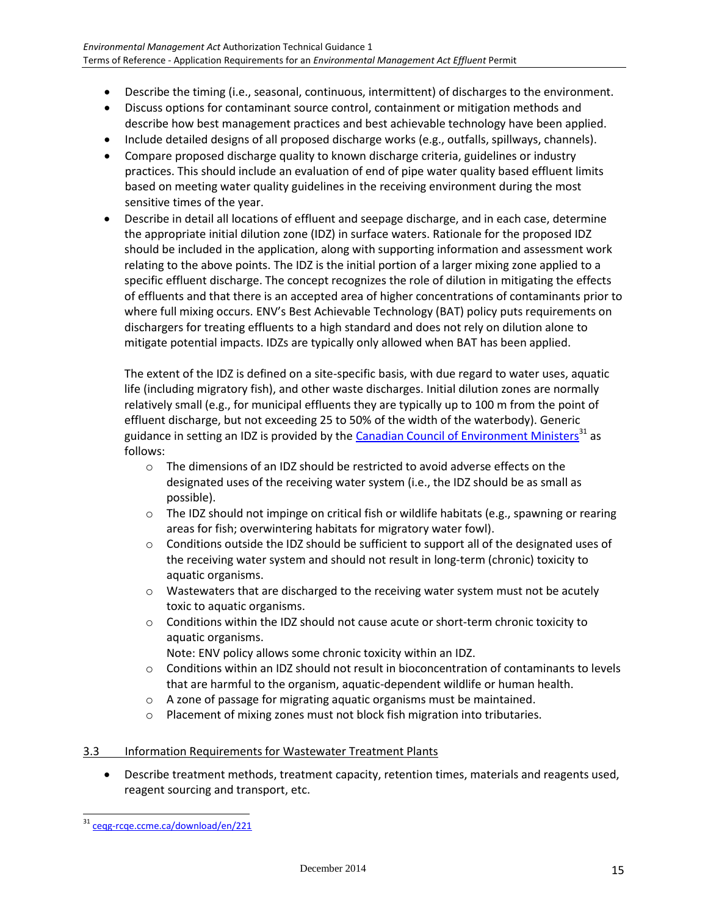- Describe the timing (i.e., seasonal, continuous, intermittent) of discharges to the environment.
- Discuss options for contaminant source control, containment or mitigation methods and describe how best management practices and best achievable technology have been applied.
- Include detailed designs of all proposed discharge works (e.g., outfalls, spillways, channels).
- Compare proposed discharge quality to known discharge criteria, guidelines or industry practices. This should include an evaluation of end of pipe water quality based effluent limits based on meeting water quality guidelines in the receiving environment during the most sensitive times of the year.
- Describe in detail all locations of effluent and seepage discharge, and in each case, determine the appropriate initial dilution zone (IDZ) in surface waters. Rationale for the proposed IDZ should be included in the application, along with supporting information and assessment work relating to the above points. The IDZ is the initial portion of a larger mixing zone applied to a specific effluent discharge. The concept recognizes the role of dilution in mitigating the effects of effluents and that there is an accepted area of higher concentrations of contaminants prior to where full mixing occurs. ENV's Best Achievable Technology (BAT) policy puts requirements on dischargers for treating effluents to a high standard and does not rely on dilution alone to mitigate potential impacts. IDZs are typically only allowed when BAT has been applied.

  The extent of the IDZ is defined on a site-specific basis, with due regard to water uses, aquatic life (including migratory fish), and other waste discharges. Initial dilution zones are normally relatively small (e.g., for municipal effluents they are typically up to 100 m from the point of effluent discharge, but not exceeding 25 to 50% of the width of the waterbody). Generic guidance in setting an IDZ is provided by the Canadian Council of Environment Ministers[31] as follows:

  - The dimensions of an IDZ should be restricted to avoid adverse effects on the designated uses of the receiving water system (i.e., the IDZ should be as small as possible).
  - The IDZ should not impinge on critical fish or wildlife habitats (e.g., spawning or rearing areas for fish; overwintering habitats for migratory water fowl).
  - Conditions outside the IDZ should be sufficient to support all of the designated uses of the receiving water system and should not result in long-term (chronic) toxicity to aquatic organisms.
  - Wastewaters that are discharged to the receiving water system must not be acutely toxic to aquatic organisms.
  - Conditions within the IDZ should not cause acute or short-term chronic toxicity to aquatic organisms.
    Note: ENV policy allows some chronic toxicity within an IDZ.
  - Conditions within an IDZ should not result in bioconcentration of contaminants to levels that are harmful to the organism, aquatic-dependent wildlife or human health.
  - A zone of passage for migrating aquatic organisms must be maintained.
  - Placement of mixing zones must not block fish migration into tributaries.

### 3.3 Information Requirements for Wastewater Treatment Plants

- Describe treatment methods, treatment capacity, retention times, materials and reagents used, reagent sourcing and transport, etc.

[31] ceqg-rcqe.ccme.ca/download/en/221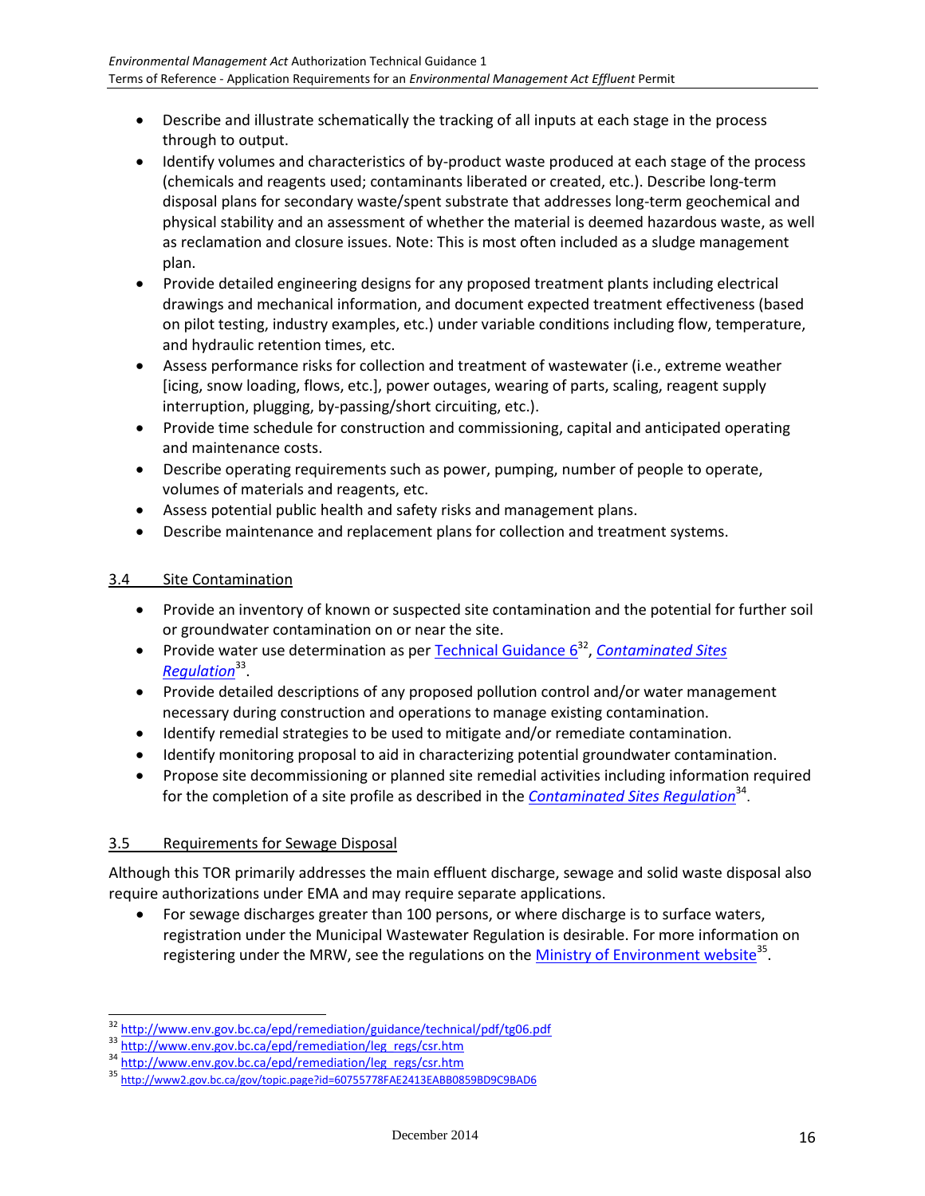- Describe and illustrate schematically the tracking of all inputs at each stage in the process through to output.
- Identify volumes and characteristics of by-product waste produced at each stage of the process (chemicals and reagents used; contaminants liberated or created, etc.). Describe long-term disposal plans for secondary waste/spent substrate that addresses long-term geochemical and physical stability and an assessment of whether the material is deemed hazardous waste, as well as reclamation and closure issues. Note: This is most often included as a sludge management plan.
- Provide detailed engineering designs for any proposed treatment plants including electrical drawings and mechanical information, and document expected treatment effectiveness (based on pilot testing, industry examples, etc.) under variable conditions including flow, temperature, and hydraulic retention times, etc.
- Assess performance risks for collection and treatment of wastewater (i.e., extreme weather [icing, snow loading, flows, etc.], power outages, wearing of parts, scaling, reagent supply interruption, plugging, by-passing/short circuiting, etc.).
- Provide time schedule for construction and commissioning, capital and anticipated operating and maintenance costs.
- Describe operating requirements such as power, pumping, number of people to operate, volumes of materials and reagents, etc.
- Assess potential public health and safety risks and management plans.
- Describe maintenance and replacement plans for collection and treatment systems.

## 3.4 Site Contamination

- Provide an inventory of known or suspected site contamination and the potential for further soil or groundwater contamination on or near the site.
- Provide water use determination as per Technical Guidance 6[32], *Contaminated Sites Regulation*[33].
- Provide detailed descriptions of any proposed pollution control and/or water management necessary during construction and operations to manage existing contamination.
- Identify remedial strategies to be used to mitigate and/or remediate contamination.
- Identify monitoring proposal to aid in characterizing potential groundwater contamination.
- Propose site decommissioning or planned site remedial activities including information required for the completion of a site profile as described in the *Contaminated Sites Regulation*[34].

## 3.5 Requirements for Sewage Disposal

Although this TOR primarily addresses the main effluent discharge, sewage and solid waste disposal also require authorizations under EMA and may require separate applications.

- For sewage discharges greater than 100 persons, or where discharge is to surface waters, registration under the Municipal Wastewater Regulation is desirable. For more information on registering under the MRW, see the regulations on the Ministry of Environment website[35].

---

[32] http://www.env.gov.bc.ca/epd/remediation/guidance/technical/pdf/tg06.pdf

[33] http://www.env.gov.bc.ca/epd/remediation/leg_regs/csr.htm

[34] http://www.env.gov.bc.ca/epd/remediation/leg_regs/csr.htm

[35] http://www2.gov.bc.ca/gov/topic.page?id=60755778FAE2413EABB0859BD9C9BAD6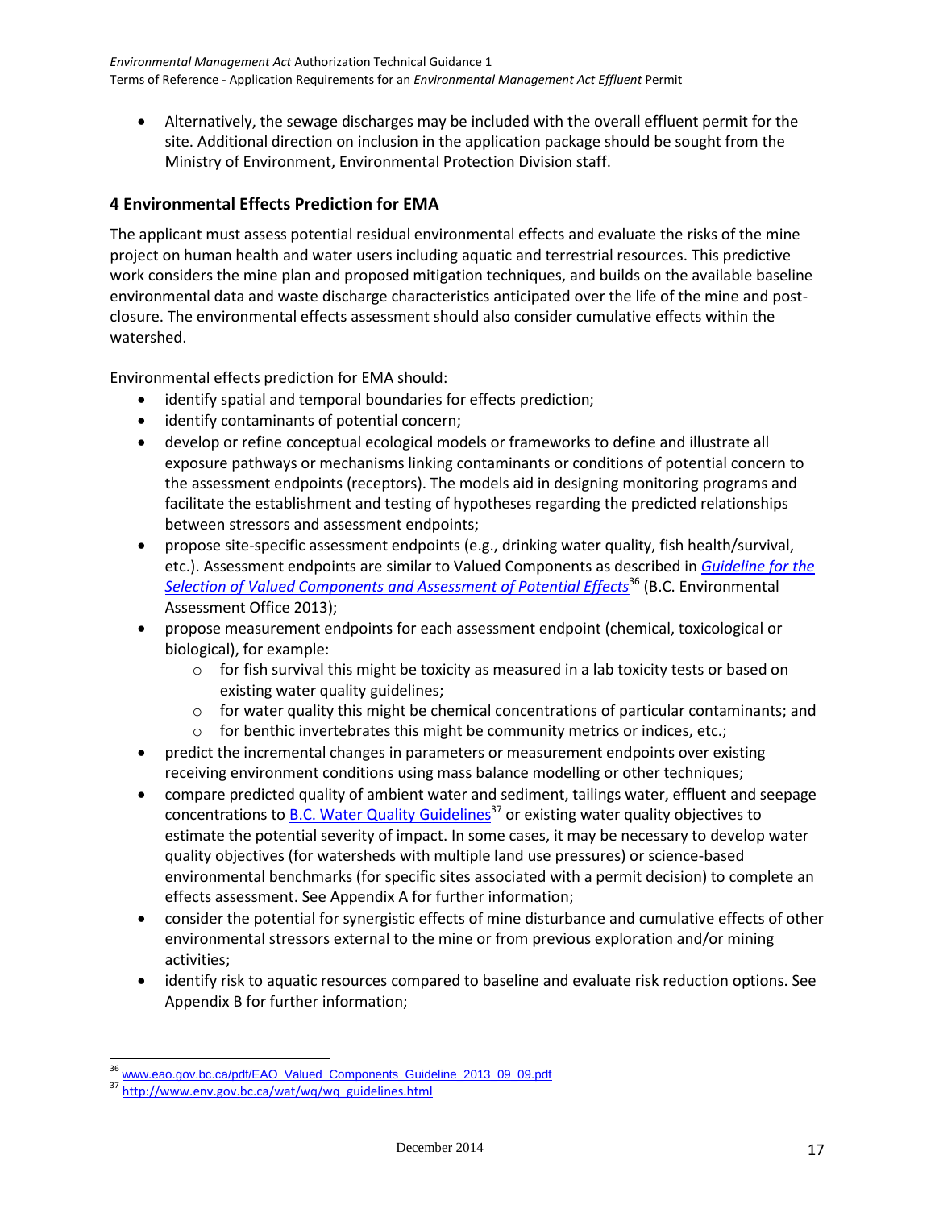- Alternatively, the sewage discharges may be included with the overall effluent permit for the site. Additional direction on inclusion in the application package should be sought from the Ministry of Environment, Environmental Protection Division staff.

## 4 Environmental Effects Prediction for EMA

The applicant must assess potential residual environmental effects and evaluate the risks of the mine project on human health and water users including aquatic and terrestrial resources. This predictive work considers the mine plan and proposed mitigation techniques, and builds on the available baseline environmental data and waste discharge characteristics anticipated over the life of the mine and post-closure. The environmental effects assessment should also consider cumulative effects within the watershed.

Environmental effects prediction for EMA should:

- identify spatial and temporal boundaries for effects prediction;
- identify contaminants of potential concern;
- develop or refine conceptual ecological models or frameworks to define and illustrate all exposure pathways or mechanisms linking contaminants or conditions of potential concern to the assessment endpoints (receptors). The models aid in designing monitoring programs and facilitate the establishment and testing of hypotheses regarding the predicted relationships between stressors and assessment endpoints;
- propose site-specific assessment endpoints (e.g., drinking water quality, fish health/survival, etc.). Assessment endpoints are similar to Valued Components as described in *Guideline for the Selection of Valued Components and Assessment of Potential Effects*[36] (B.C. Environmental Assessment Office 2013);
- propose measurement endpoints for each assessment endpoint (chemical, toxicological or biological), for example:
  - for fish survival this might be toxicity as measured in a lab toxicity tests or based on existing water quality guidelines;
  - for water quality this might be chemical concentrations of particular contaminants; and
  - for benthic invertebrates this might be community metrics or indices, etc.;
- predict the incremental changes in parameters or measurement endpoints over existing receiving environment conditions using mass balance modelling or other techniques;
- compare predicted quality of ambient water and sediment, tailings water, effluent and seepage concentrations to B.C. Water Quality Guidelines[37] or existing water quality objectives to estimate the potential severity of impact. In some cases, it may be necessary to develop water quality objectives (for watersheds with multiple land use pressures) or science-based environmental benchmarks (for specific sites associated with a permit decision) to complete an effects assessment. See Appendix A for further information;
- consider the potential for synergistic effects of mine disturbance and cumulative effects of other environmental stressors external to the mine or from previous exploration and/or mining activities;
- identify risk to aquatic resources compared to baseline and evaluate risk reduction options. See Appendix B for further information;

---

[36] www.eao.gov.bc.ca/pdf/EAO_Valued_Components_Guideline_2013_09_09.pdf

[37] http://www.env.gov.bc.ca/wat/wq/wq_guidelines.html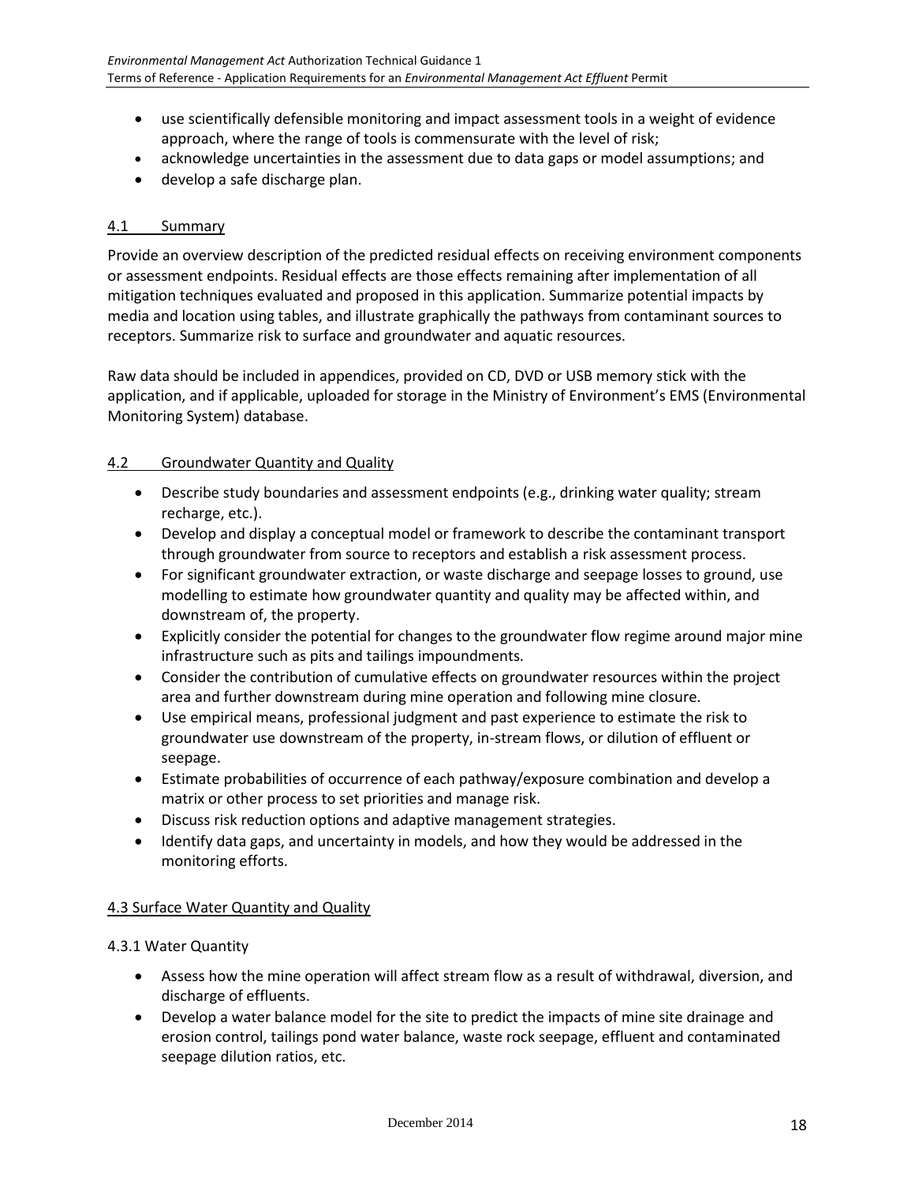- use scientifically defensible monitoring and impact assessment tools in a weight of evidence approach, where the range of tools is commensurate with the level of risk;
- acknowledge uncertainties in the assessment due to data gaps or model assumptions; and
- develop a safe discharge plan.

## 4.1 Summary

Provide an overview description of the predicted residual effects on receiving environment components or assessment endpoints. Residual effects are those effects remaining after implementation of all mitigation techniques evaluated and proposed in this application. Summarize potential impacts by media and location using tables, and illustrate graphically the pathways from contaminant sources to receptors. Summarize risk to surface and groundwater and aquatic resources.

Raw data should be included in appendices, provided on CD, DVD or USB memory stick with the application, and if applicable, uploaded for storage in the Ministry of Environment's EMS (Environmental Monitoring System) database.

## 4.2 Groundwater Quantity and Quality

- Describe study boundaries and assessment endpoints (e.g., drinking water quality; stream recharge, etc.).
- Develop and display a conceptual model or framework to describe the contaminant transport through groundwater from source to receptors and establish a risk assessment process.
- For significant groundwater extraction, or waste discharge and seepage losses to ground, use modelling to estimate how groundwater quantity and quality may be affected within, and downstream of, the property.
- Explicitly consider the potential for changes to the groundwater flow regime around major mine infrastructure such as pits and tailings impoundments.
- Consider the contribution of cumulative effects on groundwater resources within the project area and further downstream during mine operation and following mine closure.
- Use empirical means, professional judgment and past experience to estimate the risk to groundwater use downstream of the property, in-stream flows, or dilution of effluent or seepage.
- Estimate probabilities of occurrence of each pathway/exposure combination and develop a matrix or other process to set priorities and manage risk.
- Discuss risk reduction options and adaptive management strategies.
- Identify data gaps, and uncertainty in models, and how they would be addressed in the monitoring efforts.

## 4.3 Surface Water Quantity and Quality

### 4.3.1 Water Quantity

- Assess how the mine operation will affect stream flow as a result of withdrawal, diversion, and discharge of effluents.
- Develop a water balance model for the site to predict the impacts of mine site drainage and erosion control, tailings pond water balance, waste rock seepage, effluent and contaminated seepage dilution ratios, etc.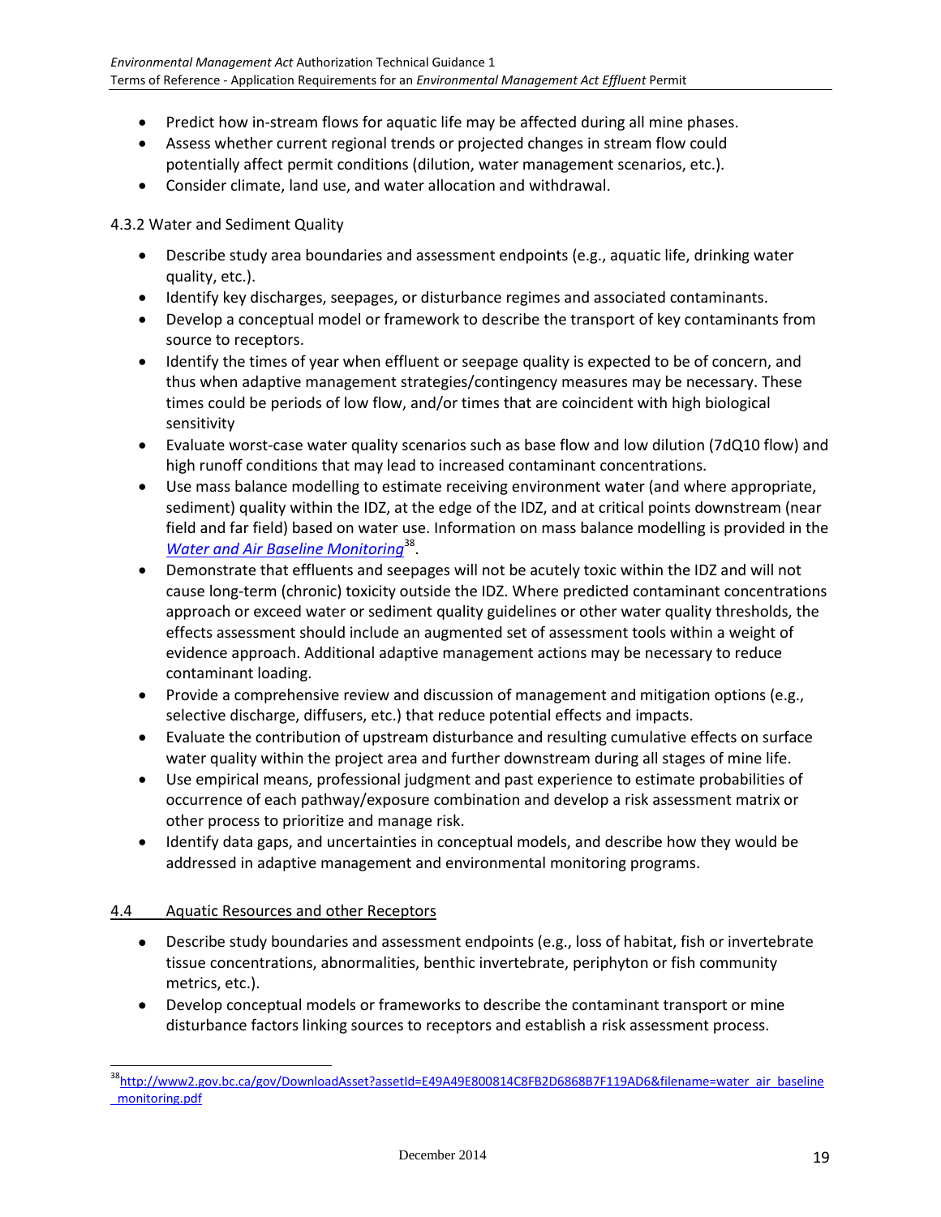- Predict how in-stream flows for aquatic life may be affected during all mine phases.
- Assess whether current regional trends or projected changes in stream flow could potentially affect permit conditions (dilution, water management scenarios, etc.).
- Consider climate, land use, and water allocation and withdrawal.

4.3.2 Water and Sediment Quality

- Describe study area boundaries and assessment endpoints (e.g., aquatic life, drinking water quality, etc.).
- Identify key discharges, seepages, or disturbance regimes and associated contaminants.
- Develop a conceptual model or framework to describe the transport of key contaminants from source to receptors.
- Identify the times of year when effluent or seepage quality is expected to be of concern, and thus when adaptive management strategies/contingency measures may be necessary. These times could be periods of low flow, and/or times that are coincident with high biological sensitivity
- Evaluate worst-case water quality scenarios such as base flow and low dilution (7dQ10 flow) and high runoff conditions that may lead to increased contaminant concentrations.
- Use mass balance modelling to estimate receiving environment water (and where appropriate, sediment) quality within the IDZ, at the edge of the IDZ, and at critical points downstream (near field and far field) based on water use. Information on mass balance modelling is provided in the *Water and Air Baseline Monitoring*[38].
- Demonstrate that effluents and seepages will not be acutely toxic within the IDZ and will not cause long-term (chronic) toxicity outside the IDZ. Where predicted contaminant concentrations approach or exceed water or sediment quality guidelines or other water quality thresholds, the effects assessment should include an augmented set of assessment tools within a weight of evidence approach. Additional adaptive management actions may be necessary to reduce contaminant loading.
- Provide a comprehensive review and discussion of management and mitigation options (e.g., selective discharge, diffusers, etc.) that reduce potential effects and impacts.
- Evaluate the contribution of upstream disturbance and resulting cumulative effects on surface water quality within the project area and further downstream during all stages of mine life.
- Use empirical means, professional judgment and past experience to estimate probabilities of occurrence of each pathway/exposure combination and develop a risk assessment matrix or other process to prioritize and manage risk.
- Identify data gaps, and uncertainties in conceptual models, and describe how they would be addressed in adaptive management and environmental monitoring programs.

## 4.4 Aquatic Resources and other Receptors

- Describe study boundaries and assessment endpoints (e.g., loss of habitat, fish or invertebrate tissue concentrations, abnormalities, benthic invertebrate, periphyton or fish community metrics, etc.).
- Develop conceptual models or frameworks to describe the contaminant transport or mine disturbance factors linking sources to receptors and establish a risk assessment process.

[38] http://www2.gov.bc.ca/gov/DownloadAsset?assetId=E49A49E800814C8FB2D6868B7F119AD6&filename=water_air_baseline_monitoring.pdf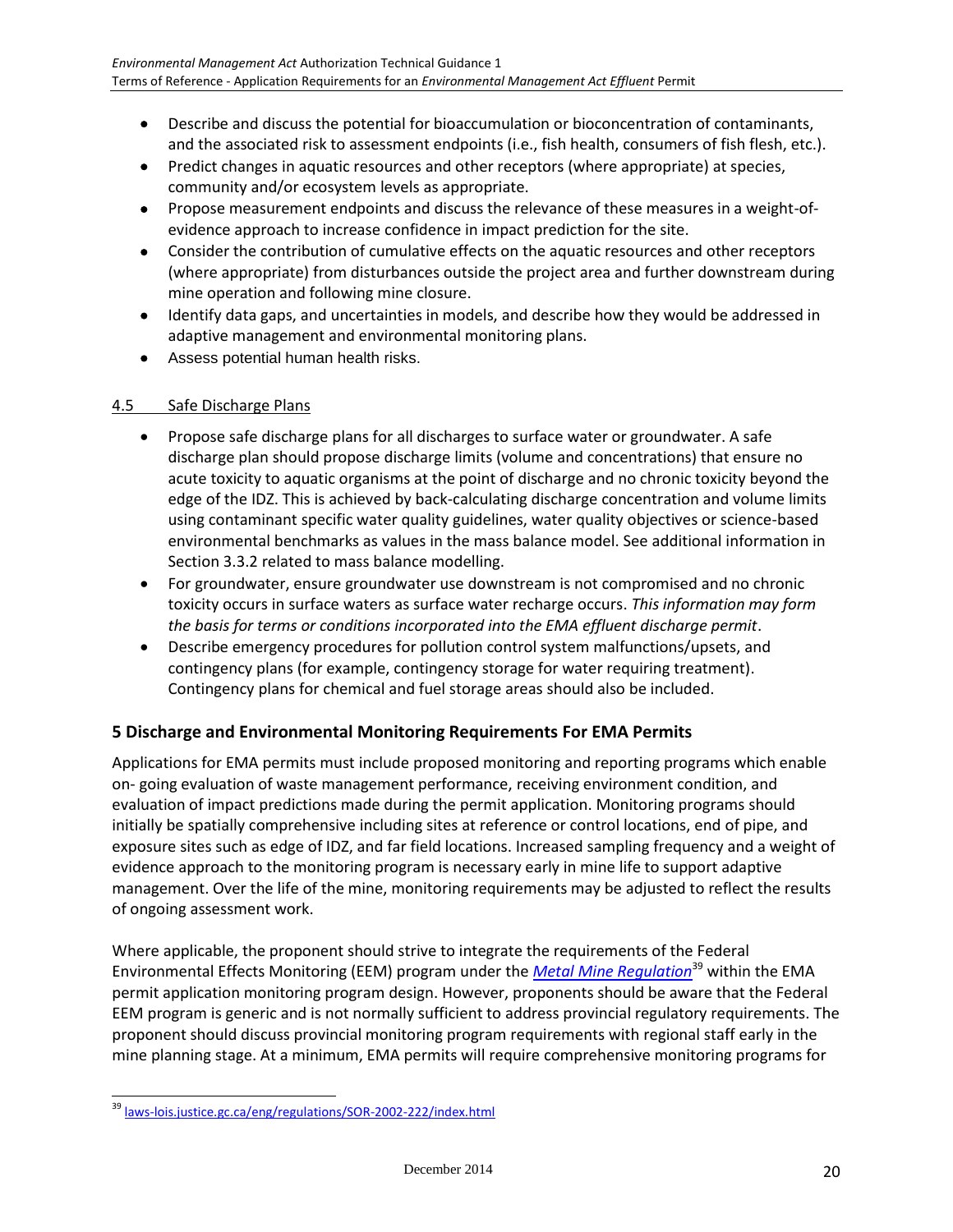- Describe and discuss the potential for bioaccumulation or bioconcentration of contaminants, and the associated risk to assessment endpoints (i.e., fish health, consumers of fish flesh, etc.).
- Predict changes in aquatic resources and other receptors (where appropriate) at species, community and/or ecosystem levels as appropriate.
- Propose measurement endpoints and discuss the relevance of these measures in a weight-of-evidence approach to increase confidence in impact prediction for the site.
- Consider the contribution of cumulative effects on the aquatic resources and other receptors (where appropriate) from disturbances outside the project area and further downstream during mine operation and following mine closure.
- Identify data gaps, and uncertainties in models, and describe how they would be addressed in adaptive management and environmental monitoring plans.
- Assess potential human health risks.

### 4.5 Safe Discharge Plans

- Propose safe discharge plans for all discharges to surface water or groundwater. A safe discharge plan should propose discharge limits (volume and concentrations) that ensure no acute toxicity to aquatic organisms at the point of discharge and no chronic toxicity beyond the edge of the IDZ. This is achieved by back-calculating discharge concentration and volume limits using contaminant specific water quality guidelines, water quality objectives or science-based environmental benchmarks as values in the mass balance model. See additional information in Section 3.3.2 related to mass balance modelling.
- For groundwater, ensure groundwater use downstream is not compromised and no chronic toxicity occurs in surface waters as surface water recharge occurs. *This information may form the basis for terms or conditions incorporated into the EMA effluent discharge permit*.
- Describe emergency procedures for pollution control system malfunctions/upsets, and contingency plans (for example, contingency storage for water requiring treatment). Contingency plans for chemical and fuel storage areas should also be included.

## 5 Discharge and Environmental Monitoring Requirements For EMA Permits

Applications for EMA permits must include proposed monitoring and reporting programs which enable on- going evaluation of waste management performance, receiving environment condition, and evaluation of impact predictions made during the permit application. Monitoring programs should initially be spatially comprehensive including sites at reference or control locations, end of pipe, and exposure sites such as edge of IDZ, and far field locations. Increased sampling frequency and a weight of evidence approach to the monitoring program is necessary early in mine life to support adaptive management. Over the life of the mine, monitoring requirements may be adjusted to reflect the results of ongoing assessment work.

Where applicable, the proponent should strive to integrate the requirements of the Federal Environmental Effects Monitoring (EEM) program under the *Metal Mine Regulation*[39] within the EMA permit application monitoring program design. However, proponents should be aware that the Federal EEM program is generic and is not normally sufficient to address provincial regulatory requirements. The proponent should discuss provincial monitoring program requirements with regional staff early in the mine planning stage. At a minimum, EMA permits will require comprehensive monitoring programs for

[39] laws-lois.justice.gc.ca/eng/regulations/SOR-2002-222/index.html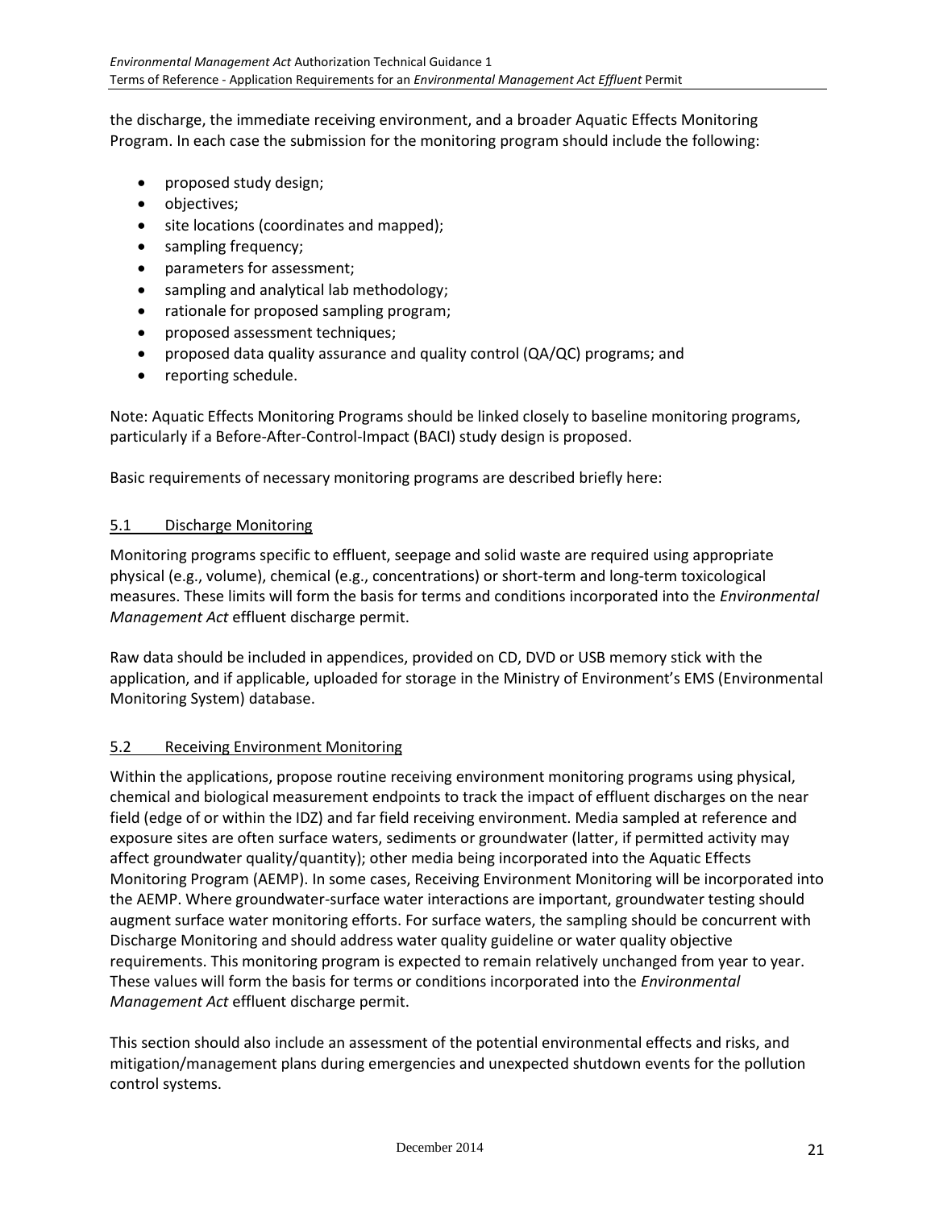the discharge, the immediate receiving environment, and a broader Aquatic Effects Monitoring Program. In each case the submission for the monitoring program should include the following:

- proposed study design;
- objectives;
- site locations (coordinates and mapped);
- sampling frequency;
- parameters for assessment;
- sampling and analytical lab methodology;
- rationale for proposed sampling program;
- proposed assessment techniques;
- proposed data quality assurance and quality control (QA/QC) programs; and
- reporting schedule.

Note: Aquatic Effects Monitoring Programs should be linked closely to baseline monitoring programs, particularly if a Before-After-Control-Impact (BACI) study design is proposed.

Basic requirements of necessary monitoring programs are described briefly here:

### 5.1 Discharge Monitoring

Monitoring programs specific to effluent, seepage and solid waste are required using appropriate physical (e.g., volume), chemical (e.g., concentrations) or short-term and long-term toxicological measures. These limits will form the basis for terms and conditions incorporated into the *Environmental Management Act* effluent discharge permit.

Raw data should be included in appendices, provided on CD, DVD or USB memory stick with the application, and if applicable, uploaded for storage in the Ministry of Environment's EMS (Environmental Monitoring System) database.

### 5.2 Receiving Environment Monitoring

Within the applications, propose routine receiving environment monitoring programs using physical, chemical and biological measurement endpoints to track the impact of effluent discharges on the near field (edge of or within the IDZ) and far field receiving environment. Media sampled at reference and exposure sites are often surface waters, sediments or groundwater (latter, if permitted activity may affect groundwater quality/quantity); other media being incorporated into the Aquatic Effects Monitoring Program (AEMP). In some cases, Receiving Environment Monitoring will be incorporated into the AEMP. Where groundwater-surface water interactions are important, groundwater testing should augment surface water monitoring efforts. For surface waters, the sampling should be concurrent with Discharge Monitoring and should address water quality guideline or water quality objective requirements. This monitoring program is expected to remain relatively unchanged from year to year. These values will form the basis for terms or conditions incorporated into the *Environmental Management Act* effluent discharge permit.

This section should also include an assessment of the potential environmental effects and risks, and mitigation/management plans during emergencies and unexpected shutdown events for the pollution control systems.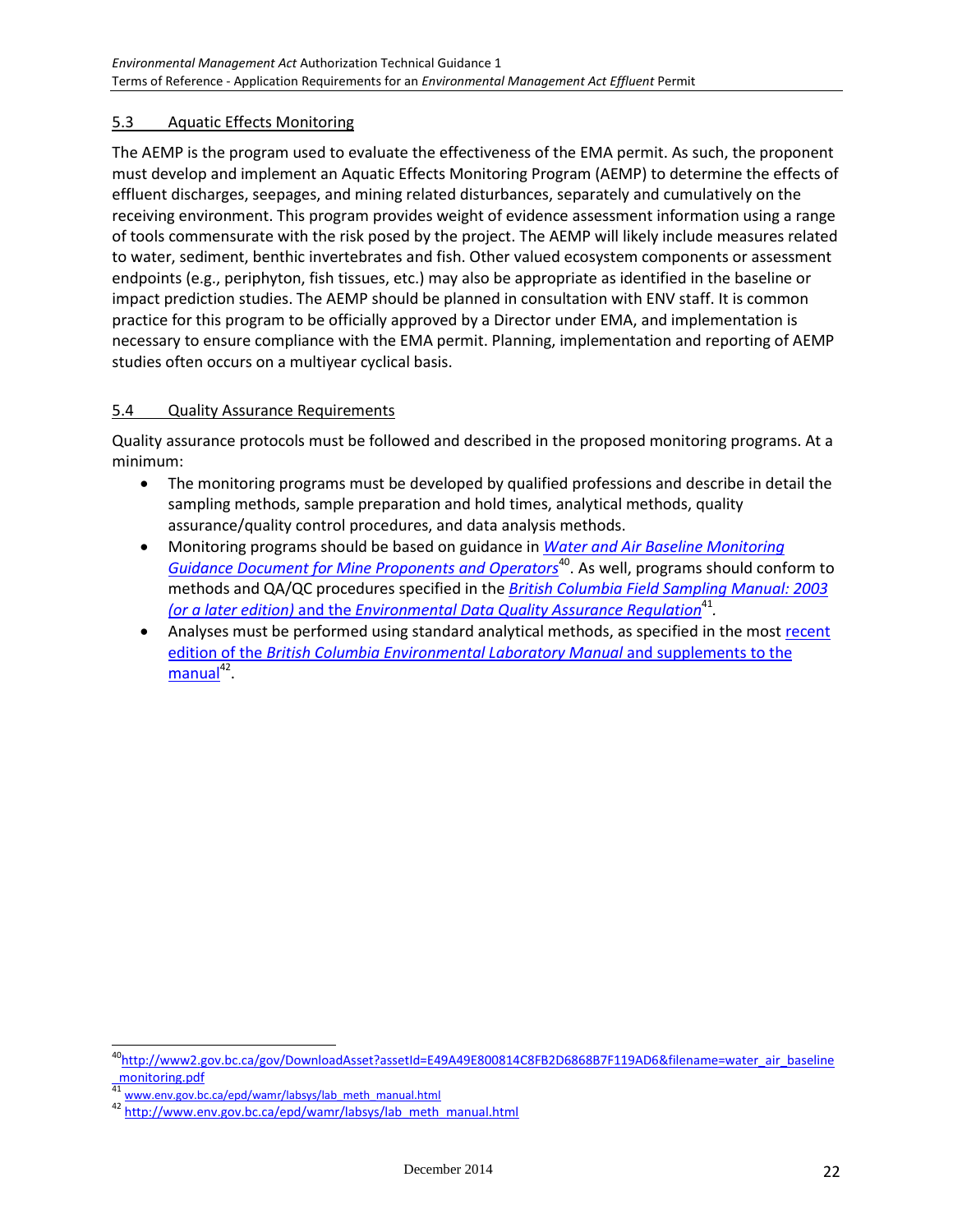## 5.3 Aquatic Effects Monitoring

The AEMP is the program used to evaluate the effectiveness of the EMA permit. As such, the proponent must develop and implement an Aquatic Effects Monitoring Program (AEMP) to determine the effects of effluent discharges, seepages, and mining related disturbances, separately and cumulatively on the receiving environment. This program provides weight of evidence assessment information using a range of tools commensurate with the risk posed by the project. The AEMP will likely include measures related to water, sediment, benthic invertebrates and fish. Other valued ecosystem components or assessment endpoints (e.g., periphyton, fish tissues, etc.) may also be appropriate as identified in the baseline or impact prediction studies. The AEMP should be planned in consultation with ENV staff. It is common practice for this program to be officially approved by a Director under EMA, and implementation is necessary to ensure compliance with the EMA permit. Planning, implementation and reporting of AEMP studies often occurs on a multiyear cyclical basis.

## 5.4 Quality Assurance Requirements

Quality assurance protocols must be followed and described in the proposed monitoring programs. At a minimum:

- The monitoring programs must be developed by qualified professions and describe in detail the sampling methods, sample preparation and hold times, analytical methods, quality assurance/quality control procedures, and data analysis methods.
- Monitoring programs should be based on guidance in *Water and Air Baseline Monitoring Guidance Document for Mine Proponents and Operators*[40]. As well, programs should conform to methods and QA/QC procedures specified in the *British Columbia Field Sampling Manual: 2003 (or a later edition)* and the *Environmental Data Quality Assurance Regulation*[41].
- Analyses must be performed using standard analytical methods, as specified in the most recent edition of the *British Columbia Environmental Laboratory Manual* and supplements to the manual[42].

---

[40] http://www2.gov.bc.ca/gov/DownloadAsset?assetId=E49A49E800814C8FB2D6868B7F119AD6&filename=water_air_baseline_monitoring.pdf

[41] www.env.gov.bc.ca/epd/wamr/labsys/lab_meth_manual.html

[42] http://www.env.gov.bc.ca/epd/wamr/labsys/lab_meth_manual.html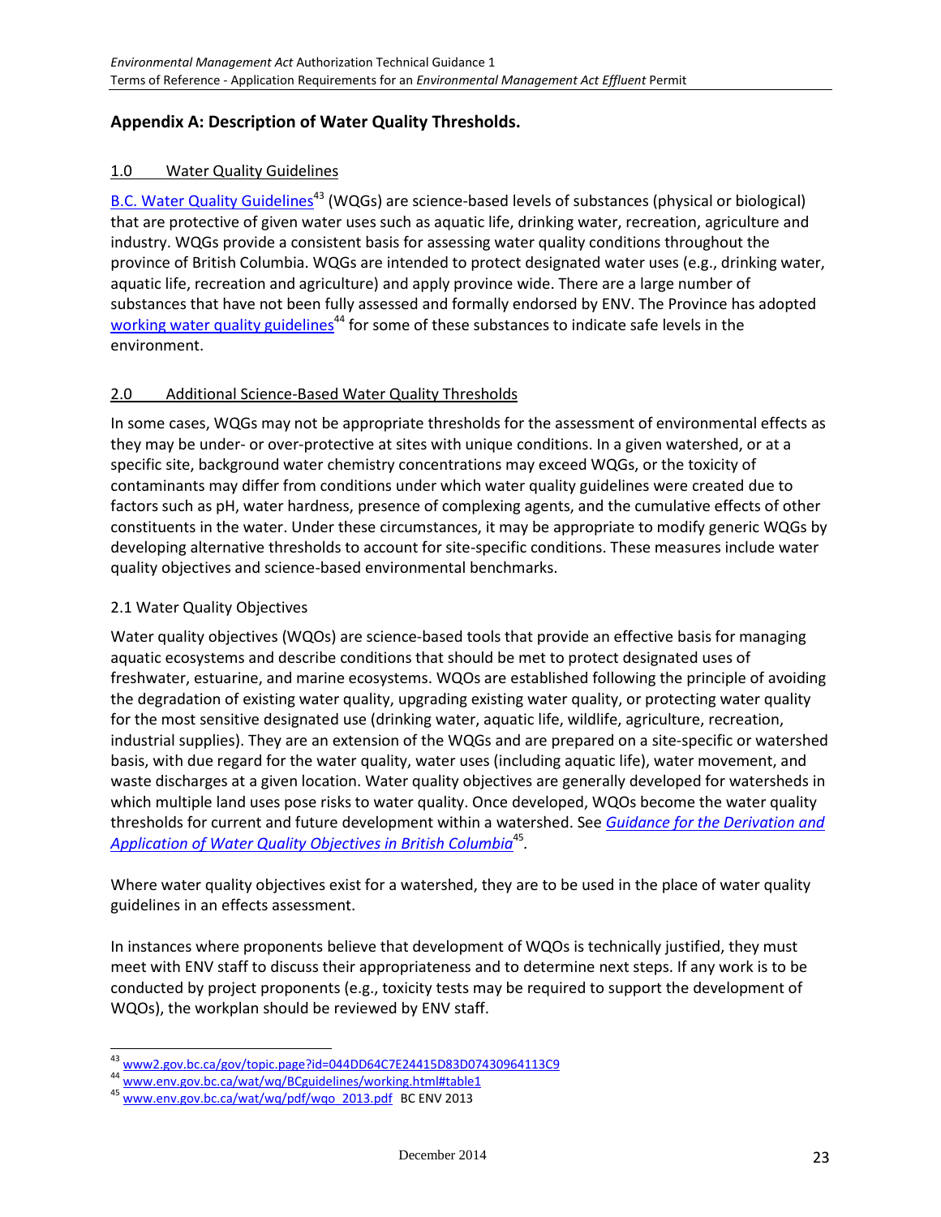## Appendix A: Description of Water Quality Thresholds.

### 1.0 Water Quality Guidelines

B.C. Water Quality Guidelines[43] (WQGs) are science-based levels of substances (physical or biological) that are protective of given water uses such as aquatic life, drinking water, recreation, agriculture and industry. WQGs provide a consistent basis for assessing water quality conditions throughout the province of British Columbia. WQGs are intended to protect designated water uses (e.g., drinking water, aquatic life, recreation and agriculture) and apply province wide. There are a large number of substances that have not been fully assessed and formally endorsed by ENV. The Province has adopted working water quality guidelines[44] for some of these substances to indicate safe levels in the environment.

### 2.0 Additional Science-Based Water Quality Thresholds

In some cases, WQGs may not be appropriate thresholds for the assessment of environmental effects as they may be under- or over-protective at sites with unique conditions. In a given watershed, or at a specific site, background water chemistry concentrations may exceed WQGs, or the toxicity of contaminants may differ from conditions under which water quality guidelines were created due to factors such as pH, water hardness, presence of complexing agents, and the cumulative effects of other constituents in the water. Under these circumstances, it may be appropriate to modify generic WQGs by developing alternative thresholds to account for site-specific conditions. These measures include water quality objectives and science-based environmental benchmarks.

#### 2.1 Water Quality Objectives

Water quality objectives (WQOs) are science-based tools that provide an effective basis for managing aquatic ecosystems and describe conditions that should be met to protect designated uses of freshwater, estuarine, and marine ecosystems. WQOs are established following the principle of avoiding the degradation of existing water quality, upgrading existing water quality, or protecting water quality for the most sensitive designated use (drinking water, aquatic life, wildlife, agriculture, recreation, industrial supplies). They are an extension of the WQGs and are prepared on a site-specific or watershed basis, with due regard for the water quality, water uses (including aquatic life), water movement, and waste discharges at a given location. Water quality objectives are generally developed for watersheds in which multiple land uses pose risks to water quality. Once developed, WQOs become the water quality thresholds for current and future development within a watershed. See *Guidance for the Derivation and Application of Water Quality Objectives in British Columbia*[45].

Where water quality objectives exist for a watershed, they are to be used in the place of water quality guidelines in an effects assessment.

In instances where proponents believe that development of WQOs is technically justified, they must meet with ENV staff to discuss their appropriateness and to determine next steps. If any work is to be conducted by project proponents (e.g., toxicity tests may be required to support the development of WQOs), the workplan should be reviewed by ENV staff.

---

[43] www2.gov.bc.ca/gov/topic.page?id=044DD64C7E24415D83D07430964113C9

[44] www.env.gov.bc.ca/wat/wq/BCguidelines/working.html#table1

[45] www.env.gov.bc.ca/wat/wq/pdf/wqo_2013.pdf BC ENV 2013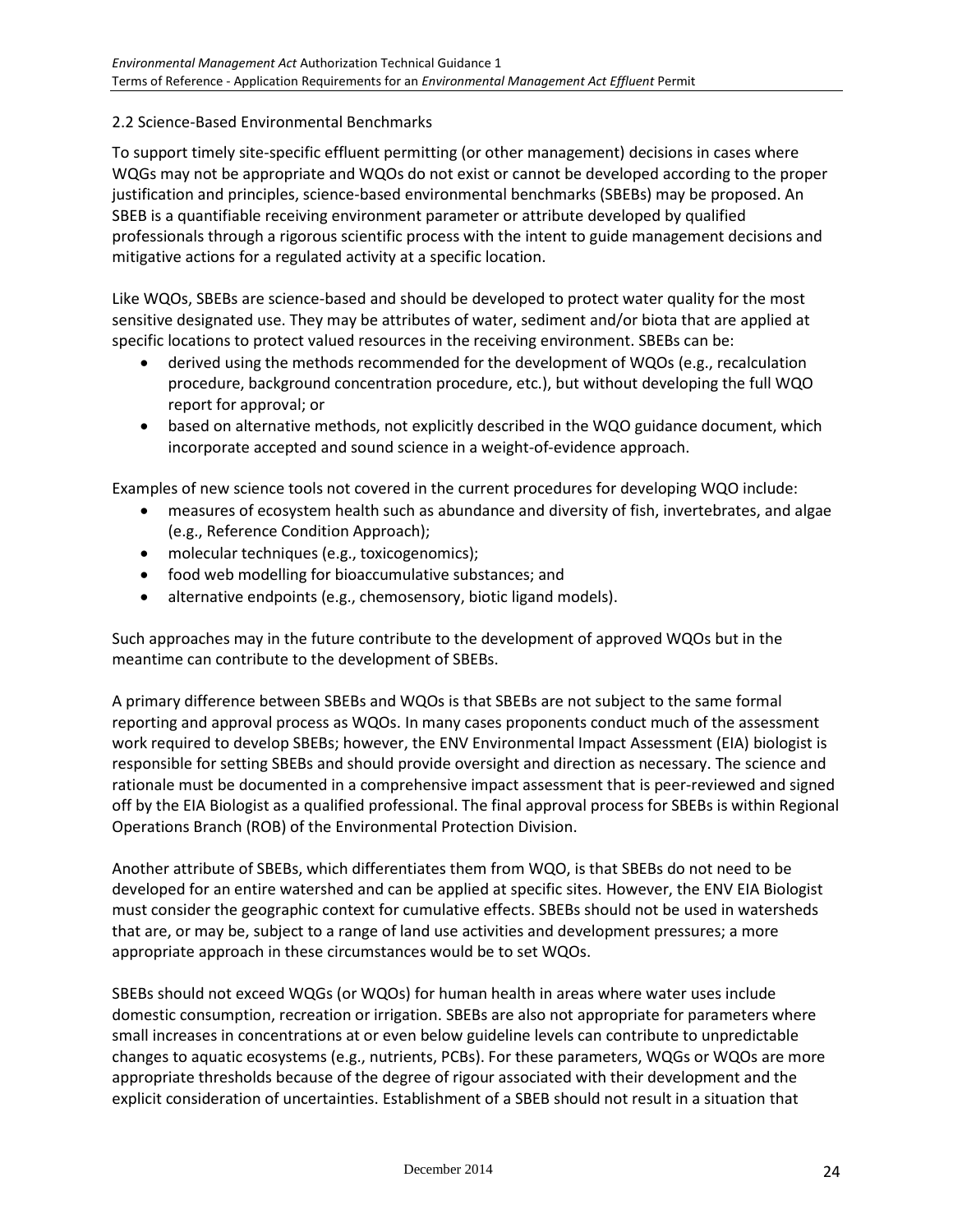## 2.2 Science-Based Environmental Benchmarks

To support timely site-specific effluent permitting (or other management) decisions in cases where WQGs may not be appropriate and WQOs do not exist or cannot be developed according to the proper justification and principles, science-based environmental benchmarks (SBEBs) may be proposed. An SBEB is a quantifiable receiving environment parameter or attribute developed by qualified professionals through a rigorous scientific process with the intent to guide management decisions and mitigative actions for a regulated activity at a specific location.

Like WQOs, SBEBs are science-based and should be developed to protect water quality for the most sensitive designated use. They may be attributes of water, sediment and/or biota that are applied at specific locations to protect valued resources in the receiving environment. SBEBs can be:

- derived using the methods recommended for the development of WQOs (e.g., recalculation procedure, background concentration procedure, etc.), but without developing the full WQO report for approval; or
- based on alternative methods, not explicitly described in the WQO guidance document, which incorporate accepted and sound science in a weight-of-evidence approach.

Examples of new science tools not covered in the current procedures for developing WQO include:

- measures of ecosystem health such as abundance and diversity of fish, invertebrates, and algae (e.g., Reference Condition Approach);
- molecular techniques (e.g., toxicogenomics);
- food web modelling for bioaccumulative substances; and
- alternative endpoints (e.g., chemosensory, biotic ligand models).

Such approaches may in the future contribute to the development of approved WQOs but in the meantime can contribute to the development of SBEBs.

A primary difference between SBEBs and WQOs is that SBEBs are not subject to the same formal reporting and approval process as WQOs. In many cases proponents conduct much of the assessment work required to develop SBEBs; however, the ENV Environmental Impact Assessment (EIA) biologist is responsible for setting SBEBs and should provide oversight and direction as necessary. The science and rationale must be documented in a comprehensive impact assessment that is peer-reviewed and signed off by the EIA Biologist as a qualified professional. The final approval process for SBEBs is within Regional Operations Branch (ROB) of the Environmental Protection Division.

Another attribute of SBEBs, which differentiates them from WQO, is that SBEBs do not need to be developed for an entire watershed and can be applied at specific sites. However, the ENV EIA Biologist must consider the geographic context for cumulative effects. SBEBs should not be used in watersheds that are, or may be, subject to a range of land use activities and development pressures; a more appropriate approach in these circumstances would be to set WQOs.

SBEBs should not exceed WQGs (or WQOs) for human health in areas where water uses include domestic consumption, recreation or irrigation. SBEBs are also not appropriate for parameters where small increases in concentrations at or even below guideline levels can contribute to unpredictable changes to aquatic ecosystems (e.g., nutrients, PCBs). For these parameters, WQGs or WQOs are more appropriate thresholds because of the degree of rigour associated with their development and the explicit consideration of uncertainties. Establishment of a SBEB should not result in a situation that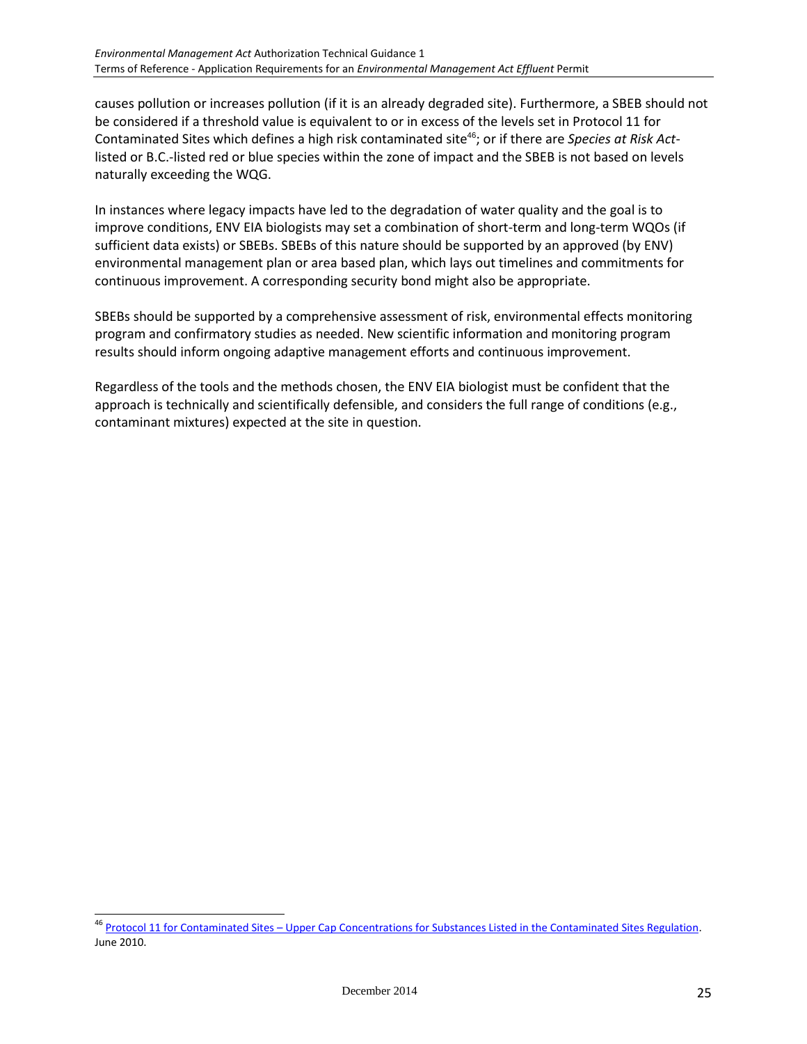causes pollution or increases pollution (if it is an already degraded site). Furthermore, a SBEB should not be considered if a threshold value is equivalent to or in excess of the levels set in Protocol 11 for Contaminated Sites which defines a high risk contaminated site[46]; or if there are *Species at Risk Act*-listed or B.C.-listed red or blue species within the zone of impact and the SBEB is not based on levels naturally exceeding the WQG.

In instances where legacy impacts have led to the degradation of water quality and the goal is to improve conditions, ENV EIA biologists may set a combination of short-term and long-term WQOs (if sufficient data exists) or SBEBs. SBEBs of this nature should be supported by an approved (by ENV) environmental management plan or area based plan, which lays out timelines and commitments for continuous improvement. A corresponding security bond might also be appropriate.

SBEBs should be supported by a comprehensive assessment of risk, environmental effects monitoring program and confirmatory studies as needed. New scientific information and monitoring program results should inform ongoing adaptive management efforts and continuous improvement.

Regardless of the tools and the methods chosen, the ENV EIA biologist must be confident that the approach is technically and scientifically defensible, and considers the full range of conditions (e.g., contaminant mixtures) expected at the site in question.

---

[46] Protocol 11 for Contaminated Sites – Upper Cap Concentrations for Substances Listed in the Contaminated Sites Regulation. June 2010.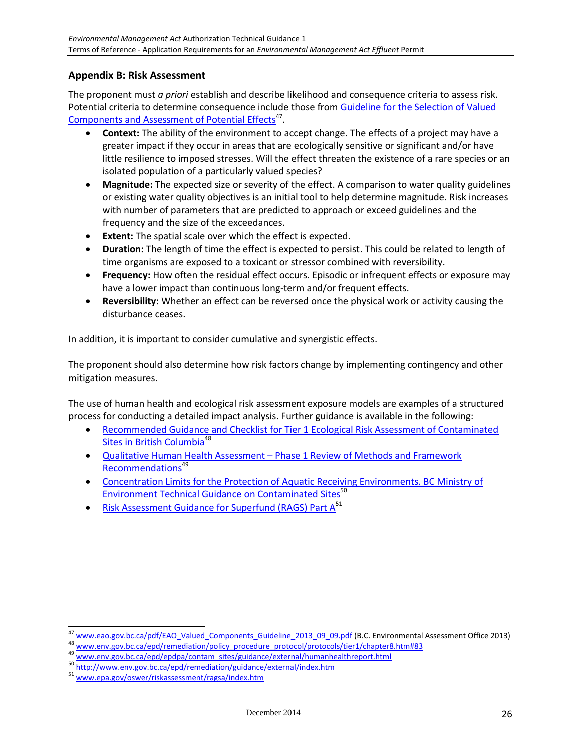## Appendix B: Risk Assessment

The proponent must *a priori* establish and describe likelihood and consequence criteria to assess risk. Potential criteria to determine consequence include those from [Guideline for the Selection of Valued Components and Assessment of Potential Effects](www.eao.gov.bc.ca/pdf/EAO_Valued_Components_Guideline_2013_09_09.pdf)[47].

- **Context:** The ability of the environment to accept change. The effects of a project may have a greater impact if they occur in areas that are ecologically sensitive or significant and/or have little resilience to imposed stresses. Will the effect threaten the existence of a rare species or an isolated population of a particularly valued species?
- **Magnitude:** The expected size or severity of the effect. A comparison to water quality guidelines or existing water quality objectives is an initial tool to help determine magnitude. Risk increases with number of parameters that are predicted to approach or exceed guidelines and the frequency and the size of the exceedances.
- **Extent:** The spatial scale over which the effect is expected.
- **Duration:** The length of time the effect is expected to persist. This could be related to length of time organisms are exposed to a toxicant or stressor combined with reversibility.
- **Frequency:** How often the residual effect occurs. Episodic or infrequent effects or exposure may have a lower impact than continuous long-term and/or frequent effects.
- **Reversibility:** Whether an effect can be reversed once the physical work or activity causing the disturbance ceases.

In addition, it is important to consider cumulative and synergistic effects.

The proponent should also determine how risk factors change by implementing contingency and other mitigation measures.

The use of human health and ecological risk assessment exposure models are examples of a structured process for conducting a detailed impact analysis. Further guidance is available in the following:

- [Recommended Guidance and Checklist for Tier 1 Ecological Risk Assessment of Contaminated Sites in British Columbia](www.env.gov.bc.ca/epd/remediation/policy_procedure_protocol/protocols/tier1/chapter8.htm#83)[48]
- [Qualitative Human Health Assessment – Phase 1 Review of Methods and Framework Recommendations](www.env.gov.bc.ca/epd/epdpa/contam_sites/guidance/external/humanhealthreport.html)[49]
- [Concentration Limits for the Protection of Aquatic Receiving Environments. BC Ministry of Environment Technical Guidance on Contaminated Sites](http://www.env.gov.bc.ca/epd/remediation/guidance/external/index.htm)[50]
- [Risk Assessment Guidance for Superfund (RAGS) Part A](www.epa.gov/oswer/riskassessment/ragsa/index.htm)[51]

---

[47] www.eao.gov.bc.ca/pdf/EAO_Valued_Components_Guideline_2013_09_09.pdf (B.C. Environmental Assessment Office 2013)
[48] www.env.gov.bc.ca/epd/remediation/policy_procedure_protocol/protocols/tier1/chapter8.htm#83
[49] www.env.gov.bc.ca/epd/epdpa/contam_sites/guidance/external/humanhealthreport.html
[50] http://www.env.gov.bc.ca/epd/remediation/guidance/external/index.htm
[51] www.epa.gov/oswer/riskassessment/ragsa/index.htm